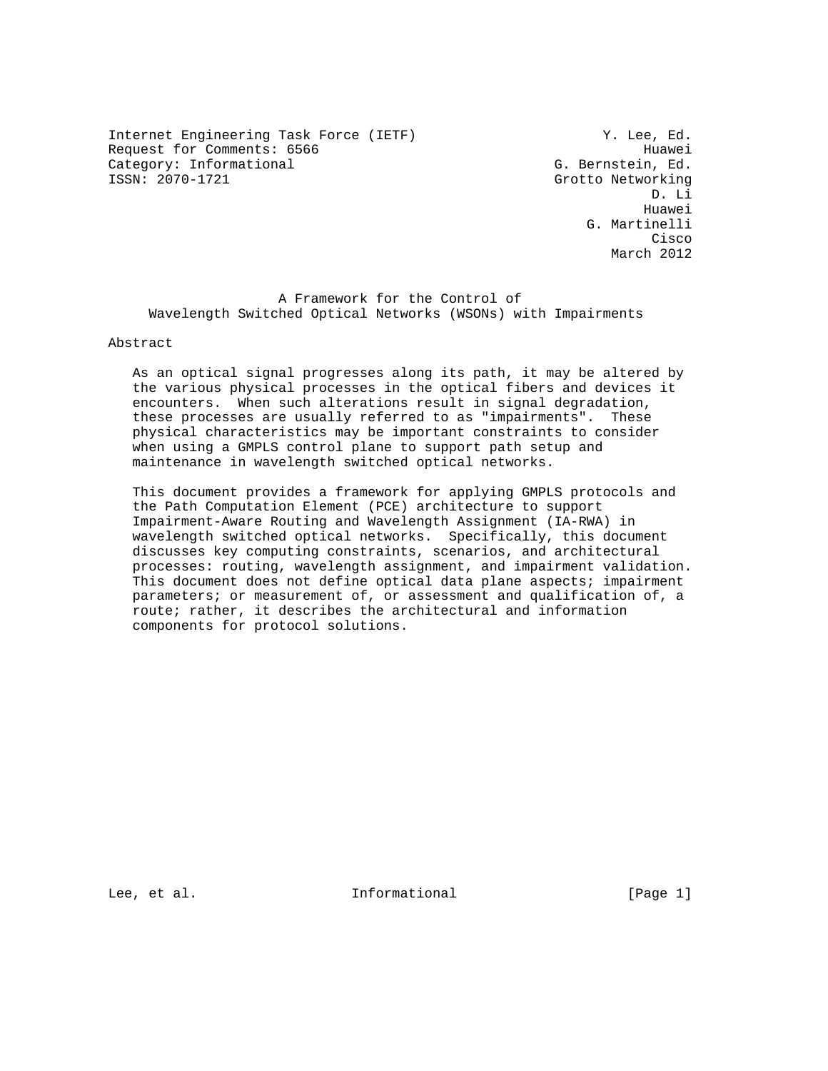Internet Engineering Task Force (IETF) — Y. Lee, Ed., Huawei
Request for Comments: 6566 — G. Bernstein, Ed., Grotto Networking
Category: Informational — D. Li, Huawei
ISSN: 2070-1721 — G. Martinelli, Cisco
March 2012

# A Framework for the Control of Wavelength Switched Optical Networks (WSONs) with Impairments

## Abstract

As an optical signal progresses along its path, it may be altered by the various physical processes in the optical fibers and devices it encounters. When such alterations result in signal degradation, these processes are usually referred to as "impairments". These physical characteristics may be important constraints to consider when using a GMPLS control plane to support path setup and maintenance in wavelength switched optical networks.

This document provides a framework for applying GMPLS protocols and the Path Computation Element (PCE) architecture to support Impairment-Aware Routing and Wavelength Assignment (IA-RWA) in wavelength switched optical networks. Specifically, this document discusses key computing constraints, scenarios, and architectural processes: routing, wavelength assignment, and impairment validation. This document does not define optical data plane aspects; impairment parameters; or measurement of, or assessment and qualification of, a route; rather, it describes the architectural and information components for protocol solutions.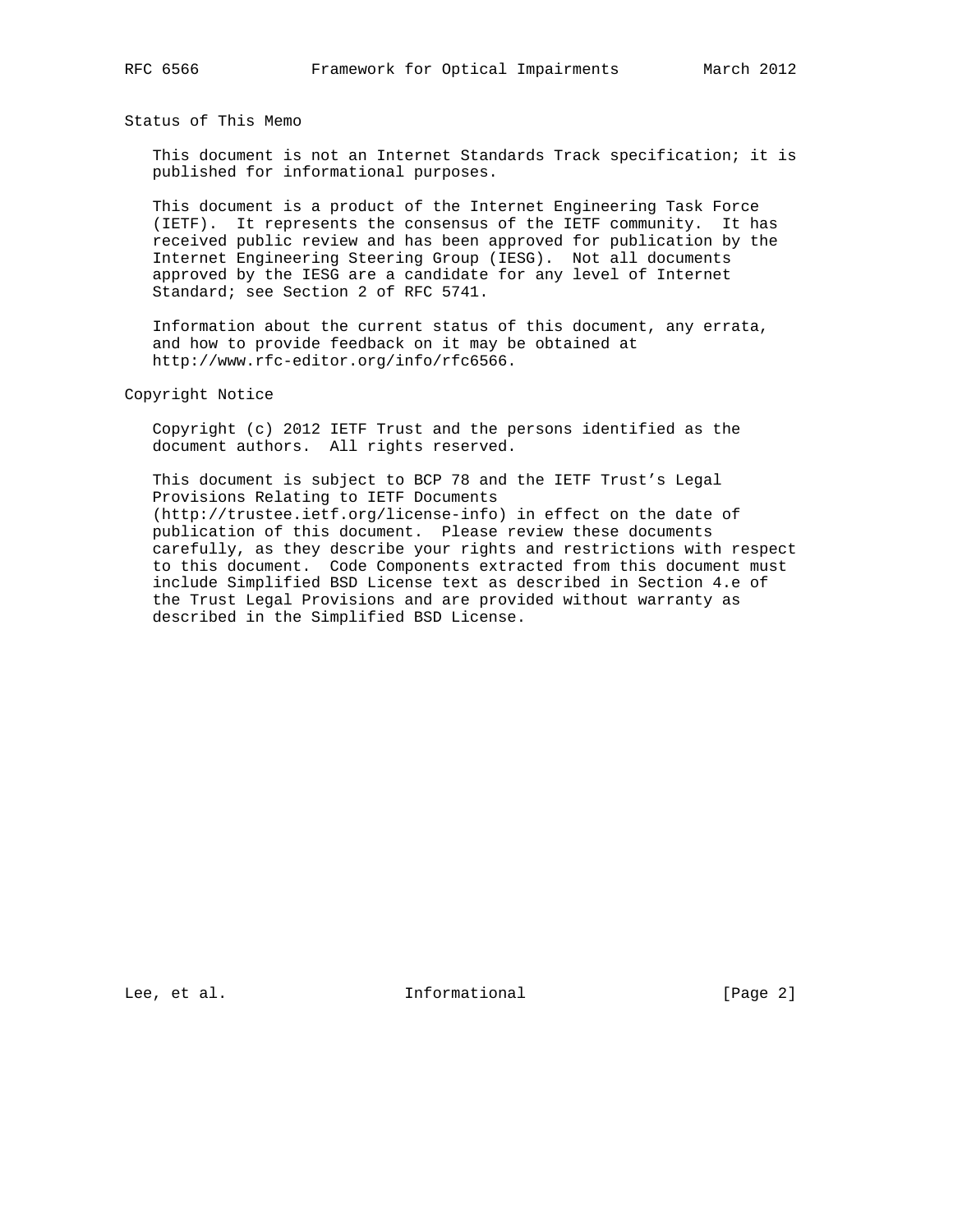## Status of This Memo

This document is not an Internet Standards Track specification; it is published for informational purposes.

This document is a product of the Internet Engineering Task Force (IETF). It represents the consensus of the IETF community. It has received public review and has been approved for publication by the Internet Engineering Steering Group (IESG). Not all documents approved by the IESG are a candidate for any level of Internet Standard; see Section 2 of RFC 5741.

Information about the current status of this document, any errata, and how to provide feedback on it may be obtained at http://www.rfc-editor.org/info/rfc6566.

## Copyright Notice

Copyright (c) 2012 IETF Trust and the persons identified as the document authors. All rights reserved.

This document is subject to BCP 78 and the IETF Trust's Legal Provisions Relating to IETF Documents (http://trustee.ietf.org/license-info) in effect on the date of publication of this document. Please review these documents carefully, as they describe your rights and restrictions with respect to this document. Code Components extracted from this document must include Simplified BSD License text as described in Section 4.e of the Trust Legal Provisions and are provided without warranty as described in the Simplified BSD License.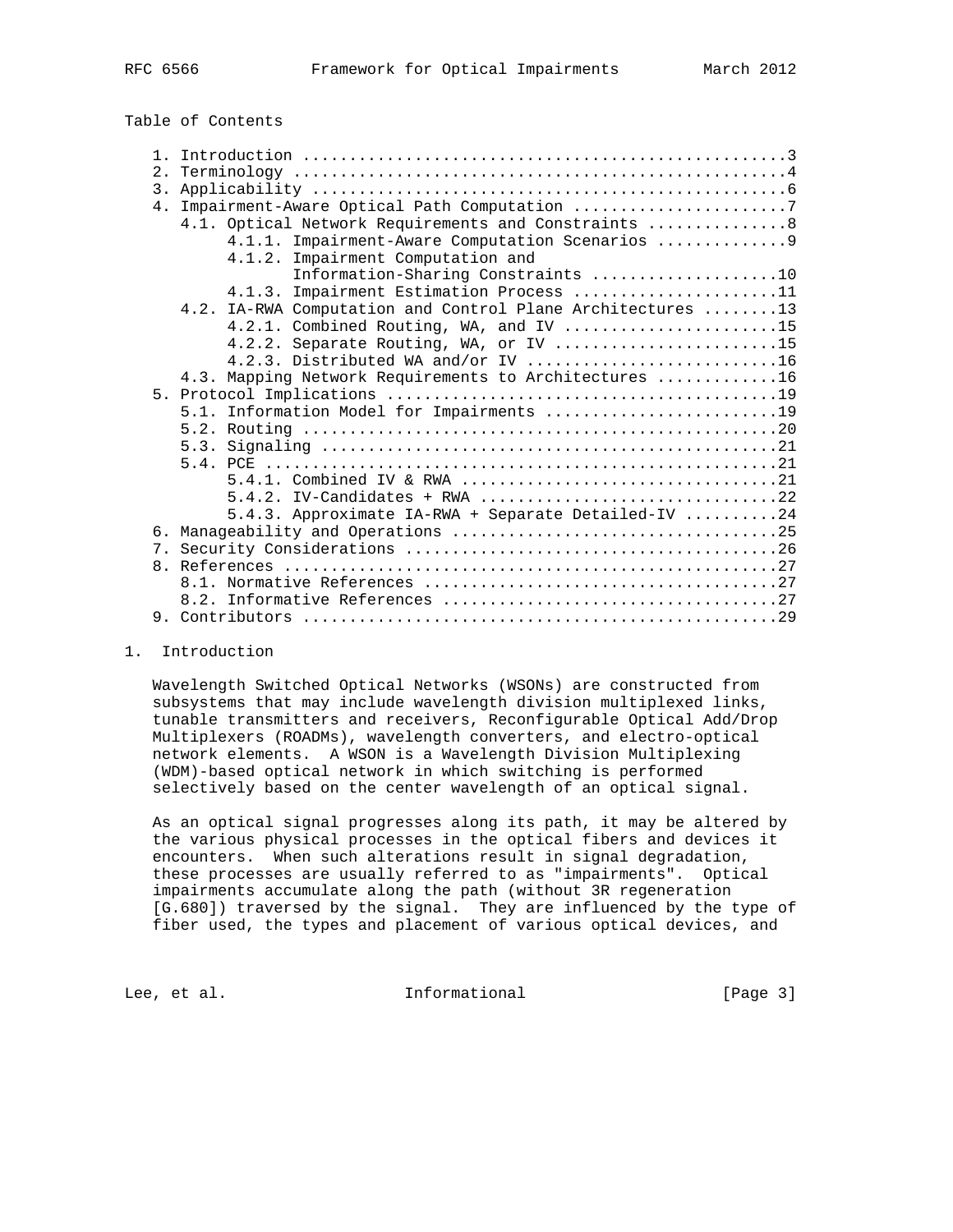## Table of Contents

```
   1. Introduction ....................................................3
   2. Terminology .....................................................4
   3. Applicability ...................................................6
   4. Impairment-Aware Optical Path Computation .......................7
      4.1. Optical Network Requirements and Constraints ...............8
           4.1.1. Impairment-Aware Computation Scenarios ..............9
           4.1.2. Impairment Computation and
                  Information-Sharing Constraints ....................10
           4.1.3. Impairment Estimation Process ......................11
      4.2. IA-RWA Computation and Control Plane Architectures ........13
           4.2.1. Combined Routing, WA, and IV .......................15
           4.2.2. Separate Routing, WA, or IV ........................15
           4.2.3. Distributed WA and/or IV ...........................16
      4.3. Mapping Network Requirements to Architectures .............16
   5. Protocol Implications ..........................................19
      5.1. Information Model for Impairments .........................19
      5.2. Routing ...................................................20
      5.3. Signaling .................................................21
      5.4. PCE .......................................................21
           5.4.1. Combined IV & RWA ..................................21
           5.4.2. IV-Candidates + RWA ................................22
           5.4.3. Approximate IA-RWA + Separate Detailed-IV ..........24
   6. Manageability and Operations ...................................25
   7. Security Considerations ........................................26
   8. References .....................................................27
      8.1. Normative References ......................................27
      8.2. Informative References ....................................27
   9. Contributors ...................................................29
```

## 1. Introduction

Wavelength Switched Optical Networks (WSONs) are constructed from subsystems that may include wavelength division multiplexed links, tunable transmitters and receivers, Reconfigurable Optical Add/Drop Multiplexers (ROADMs), wavelength converters, and electro-optical network elements. A WSON is a Wavelength Division Multiplexing (WDM)-based optical network in which switching is performed selectively based on the center wavelength of an optical signal.

As an optical signal progresses along its path, it may be altered by the various physical processes in the optical fibers and devices it encounters. When such alterations result in signal degradation, these processes are usually referred to as "impairments". Optical impairments accumulate along the path (without 3R regeneration [G.680]) traversed by the signal. They are influenced by the type of fiber used, the types and placement of various optical devices, and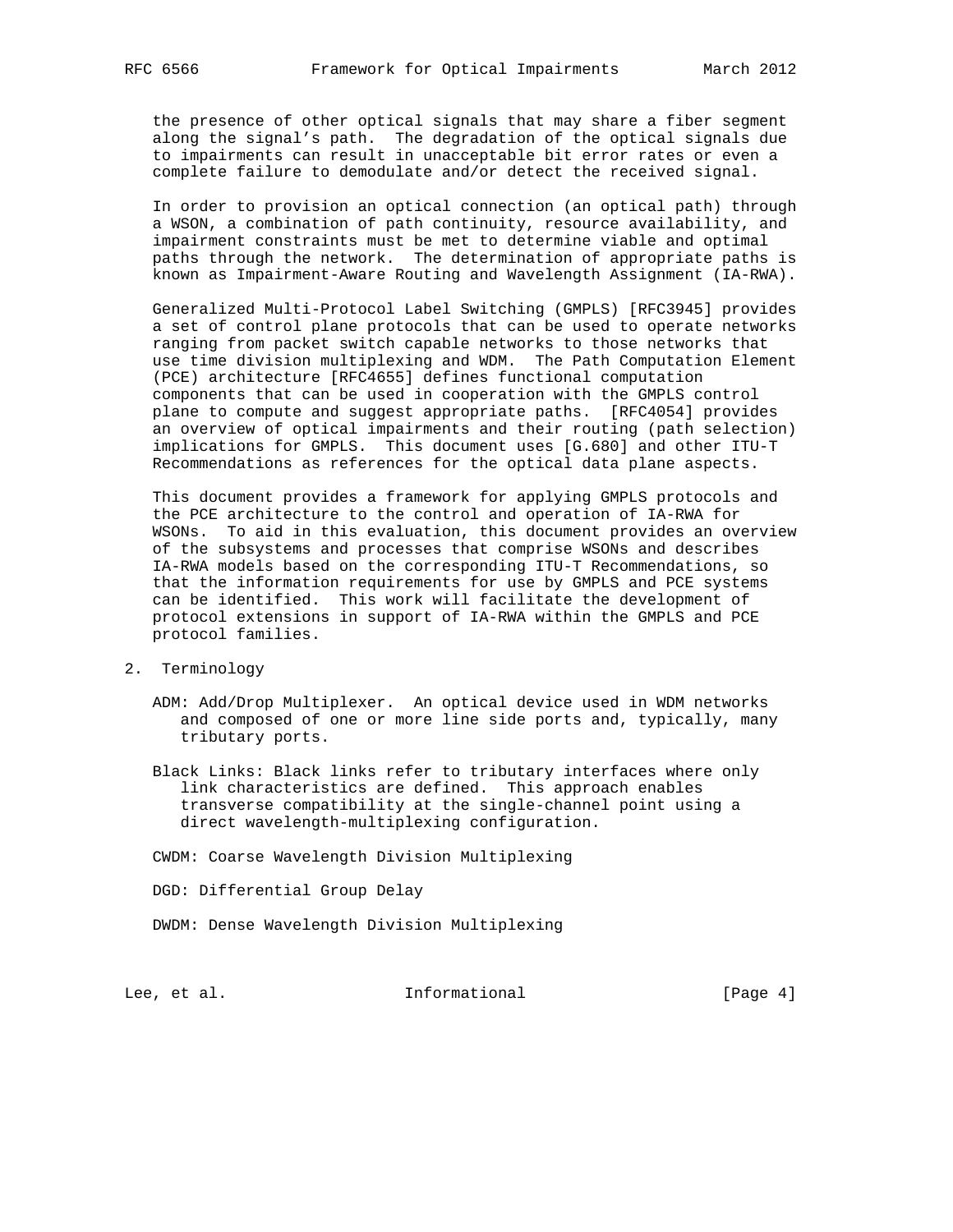the presence of other optical signals that may share a fiber segment along the signal's path. The degradation of the optical signals due to impairments can result in unacceptable bit error rates or even a complete failure to demodulate and/or detect the received signal.

In order to provision an optical connection (an optical path) through a WSON, a combination of path continuity, resource availability, and impairment constraints must be met to determine viable and optimal paths through the network. The determination of appropriate paths is known as Impairment-Aware Routing and Wavelength Assignment (IA-RWA).

Generalized Multi-Protocol Label Switching (GMPLS) [RFC3945] provides a set of control plane protocols that can be used to operate networks ranging from packet switch capable networks to those networks that use time division multiplexing and WDM. The Path Computation Element (PCE) architecture [RFC4655] defines functional computation components that can be used in cooperation with the GMPLS control plane to compute and suggest appropriate paths. [RFC4054] provides an overview of optical impairments and their routing (path selection) implications for GMPLS. This document uses [G.680] and other ITU-T Recommendations as references for the optical data plane aspects.

This document provides a framework for applying GMPLS protocols and the PCE architecture to the control and operation of IA-RWA for WSONs. To aid in this evaluation, this document provides an overview of the subsystems and processes that comprise WSONs and describes IA-RWA models based on the corresponding ITU-T Recommendations, so that the information requirements for use by GMPLS and PCE systems can be identified. This work will facilitate the development of protocol extensions in support of IA-RWA within the GMPLS and PCE protocol families.

## 2. Terminology

ADM: Add/Drop Multiplexer. An optical device used in WDM networks and composed of one or more line side ports and, typically, many tributary ports.

Black Links: Black links refer to tributary interfaces where only link characteristics are defined. This approach enables transverse compatibility at the single-channel point using a direct wavelength-multiplexing configuration.

CWDM: Coarse Wavelength Division Multiplexing

DGD: Differential Group Delay

DWDM: Dense Wavelength Division Multiplexing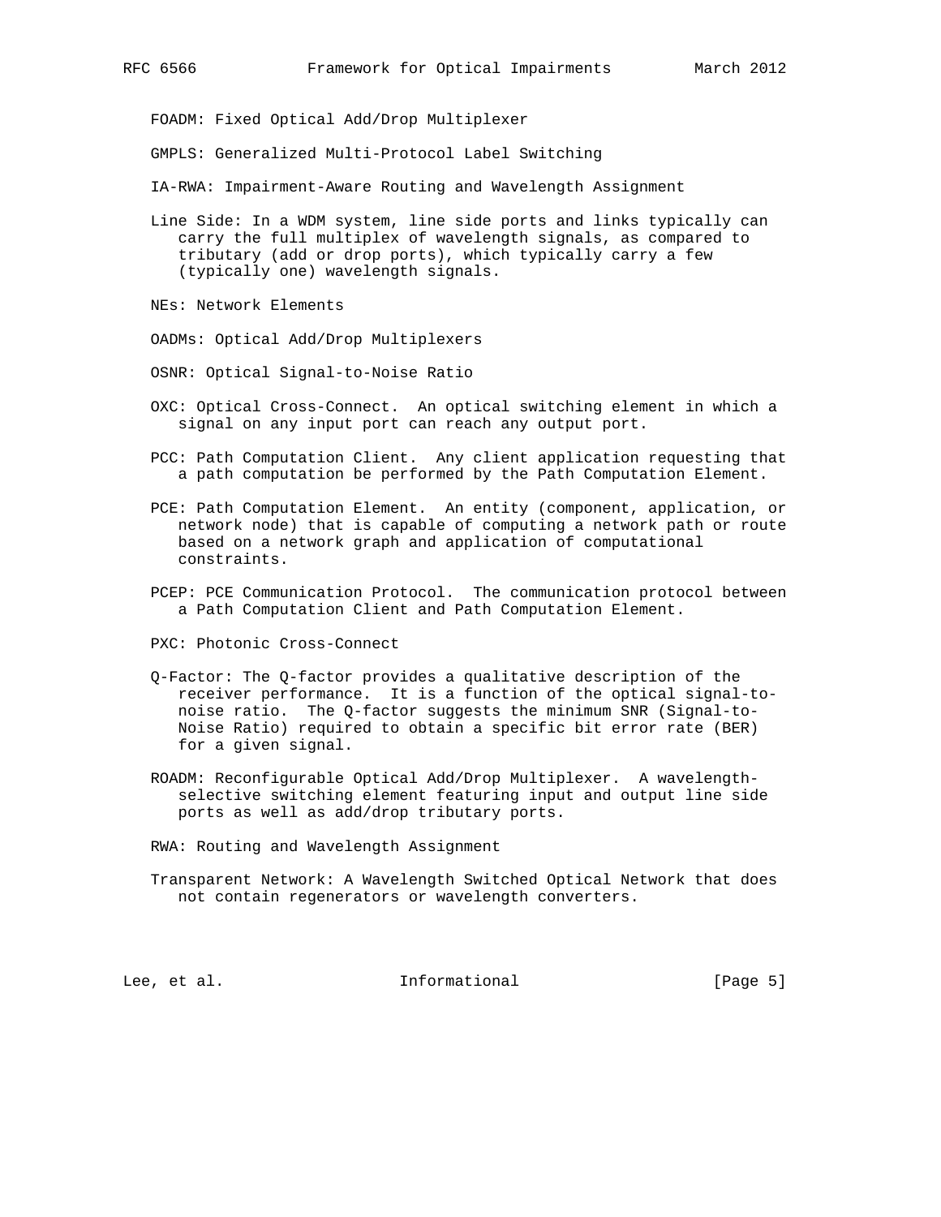FOADM: Fixed Optical Add/Drop Multiplexer

GMPLS: Generalized Multi-Protocol Label Switching

IA-RWA: Impairment-Aware Routing and Wavelength Assignment

Line Side: In a WDM system, line side ports and links typically can carry the full multiplex of wavelength signals, as compared to tributary (add or drop ports), which typically carry a few (typically one) wavelength signals.

NEs: Network Elements

OADMs: Optical Add/Drop Multiplexers

OSNR: Optical Signal-to-Noise Ratio

OXC: Optical Cross-Connect. An optical switching element in which a signal on any input port can reach any output port.

PCC: Path Computation Client. Any client application requesting that a path computation be performed by the Path Computation Element.

PCE: Path Computation Element. An entity (component, application, or network node) that is capable of computing a network path or route based on a network graph and application of computational constraints.

PCEP: PCE Communication Protocol. The communication protocol between a Path Computation Client and Path Computation Element.

PXC: Photonic Cross-Connect

Q-Factor: The Q-factor provides a qualitative description of the receiver performance. It is a function of the optical signal-to-noise ratio. The Q-factor suggests the minimum SNR (Signal-to-Noise Ratio) required to obtain a specific bit error rate (BER) for a given signal.

ROADM: Reconfigurable Optical Add/Drop Multiplexer. A wavelength-selective switching element featuring input and output line side ports as well as add/drop tributary ports.

RWA: Routing and Wavelength Assignment

Transparent Network: A Wavelength Switched Optical Network that does not contain regenerators or wavelength converters.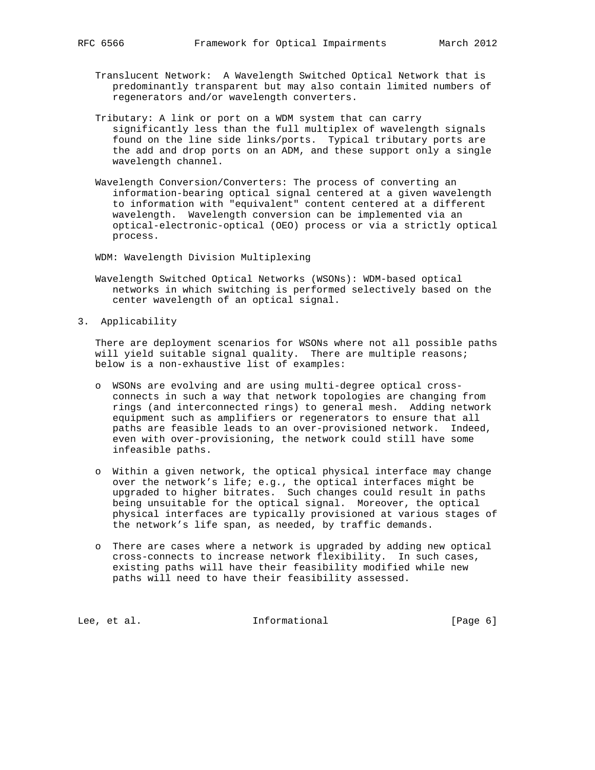Translucent Network: A Wavelength Switched Optical Network that is predominantly transparent but may also contain limited numbers of regenerators and/or wavelength converters.

Tributary: A link or port on a WDM system that can carry significantly less than the full multiplex of wavelength signals found on the line side links/ports. Typical tributary ports are the add and drop ports on an ADM, and these support only a single wavelength channel.

Wavelength Conversion/Converters: The process of converting an information-bearing optical signal centered at a given wavelength to information with "equivalent" content centered at a different wavelength. Wavelength conversion can be implemented via an optical-electronic-optical (OEO) process or via a strictly optical process.

WDM: Wavelength Division Multiplexing

Wavelength Switched Optical Networks (WSONs): WDM-based optical networks in which switching is performed selectively based on the center wavelength of an optical signal.

## 3. Applicability

There are deployment scenarios for WSONs where not all possible paths will yield suitable signal quality. There are multiple reasons; below is a non-exhaustive list of examples:

- WSONs are evolving and are using multi-degree optical cross-connects in such a way that network topologies are changing from rings (and interconnected rings) to general mesh. Adding network equipment such as amplifiers or regenerators to ensure that all paths are feasible leads to an over-provisioned network. Indeed, even with over-provisioning, the network could still have some infeasible paths.

- Within a given network, the optical physical interface may change over the network's life; e.g., the optical interfaces might be upgraded to higher bitrates. Such changes could result in paths being unsuitable for the optical signal. Moreover, the optical physical interfaces are typically provisioned at various stages of the network's life span, as needed, by traffic demands.

- There are cases where a network is upgraded by adding new optical cross-connects to increase network flexibility. In such cases, existing paths will have their feasibility modified while new paths will need to have their feasibility assessed.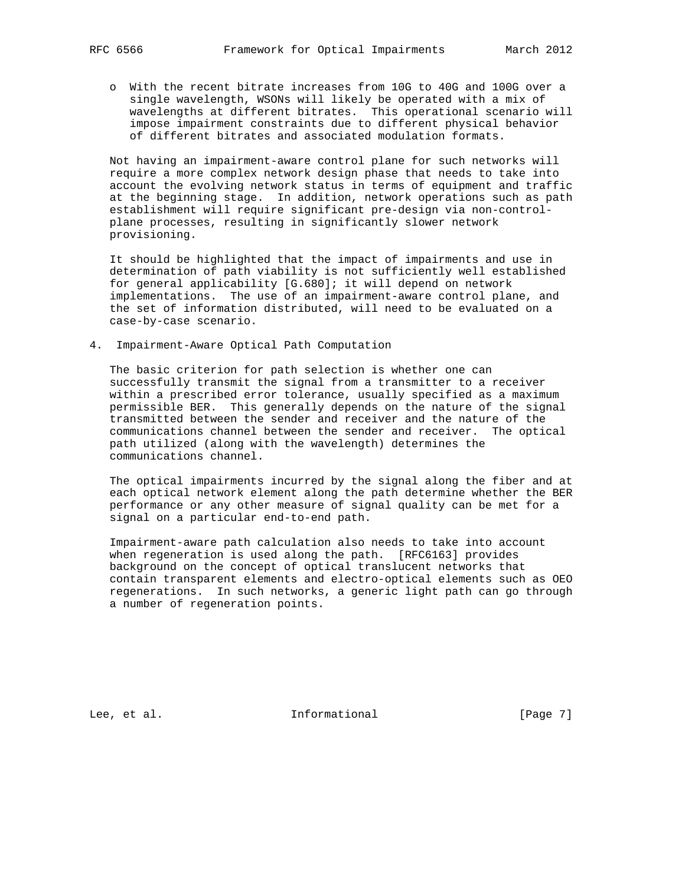- With the recent bitrate increases from 10G to 40G and 100G over a single wavelength, WSONs will likely be operated with a mix of wavelengths at different bitrates. This operational scenario will impose impairment constraints due to different physical behavior of different bitrates and associated modulation formats.

Not having an impairment-aware control plane for such networks will require a more complex network design phase that needs to take into account the evolving network status in terms of equipment and traffic at the beginning stage. In addition, network operations such as path establishment will require significant pre-design via non-control-plane processes, resulting in significantly slower network provisioning.

It should be highlighted that the impact of impairments and use in determination of path viability is not sufficiently well established for general applicability [G.680]; it will depend on network implementations. The use of an impairment-aware control plane, and the set of information distributed, will need to be evaluated on a case-by-case scenario.

## 4. Impairment-Aware Optical Path Computation

The basic criterion for path selection is whether one can successfully transmit the signal from a transmitter to a receiver within a prescribed error tolerance, usually specified as a maximum permissible BER. This generally depends on the nature of the signal transmitted between the sender and receiver and the nature of the communications channel between the sender and receiver. The optical path utilized (along with the wavelength) determines the communications channel.

The optical impairments incurred by the signal along the fiber and at each optical network element along the path determine whether the BER performance or any other measure of signal quality can be met for a signal on a particular end-to-end path.

Impairment-aware path calculation also needs to take into account when regeneration is used along the path. [RFC6163] provides background on the concept of optical translucent networks that contain transparent elements and electro-optical elements such as OEO regenerations. In such networks, a generic light path can go through a number of regeneration points.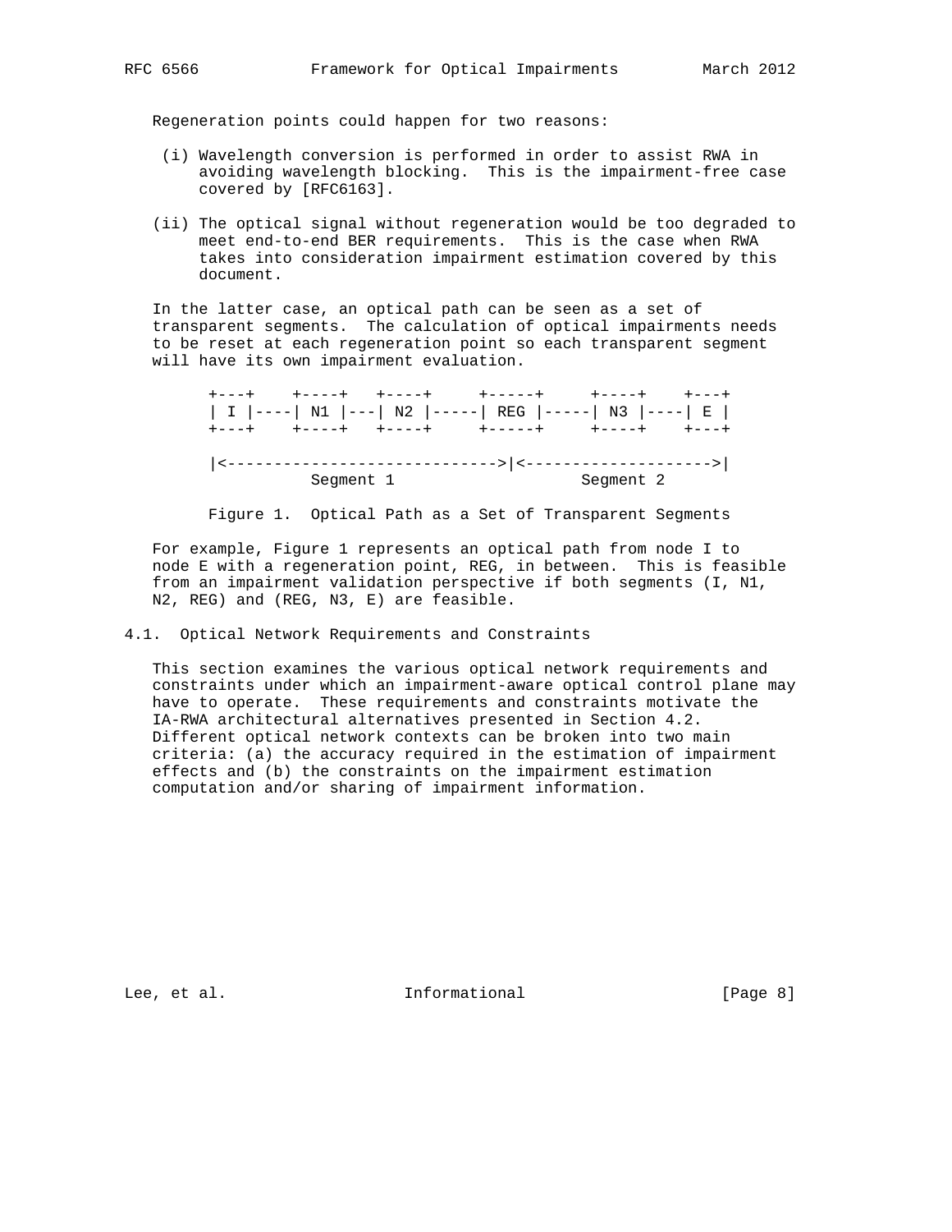Regeneration points could happen for two reasons:

(i) Wavelength conversion is performed in order to assist RWA in avoiding wavelength blocking. This is the impairment-free case covered by [RFC6163].

(ii) The optical signal without regeneration would be too degraded to meet end-to-end BER requirements. This is the case when RWA takes into consideration impairment estimation covered by this document.

In the latter case, an optical path can be seen as a set of transparent segments. The calculation of optical impairments needs to be reset at each regeneration point so each transparent segment will have its own impairment evaluation.

```
+---+    +----+   +----+     +-----+     +----+    +---+
| I |----| N1 |---| N2 |-----| REG |-----| N3 |----| E |
+---+    +----+   +----+     +-----+     +----+    +---+

|<----------------------------->|<-------------------->|
           Segment 1                   Segment 2
```

Figure 1. Optical Path as a Set of Transparent Segments

For example, Figure 1 represents an optical path from node I to node E with a regeneration point, REG, in between. This is feasible from an impairment validation perspective if both segments (I, N1, N2, REG) and (REG, N3, E) are feasible.

## 4.1. Optical Network Requirements and Constraints

This section examines the various optical network requirements and constraints under which an impairment-aware optical control plane may have to operate. These requirements and constraints motivate the IA-RWA architectural alternatives presented in Section 4.2. Different optical network contexts can be broken into two main criteria: (a) the accuracy required in the estimation of impairment effects and (b) the constraints on the impairment estimation computation and/or sharing of impairment information.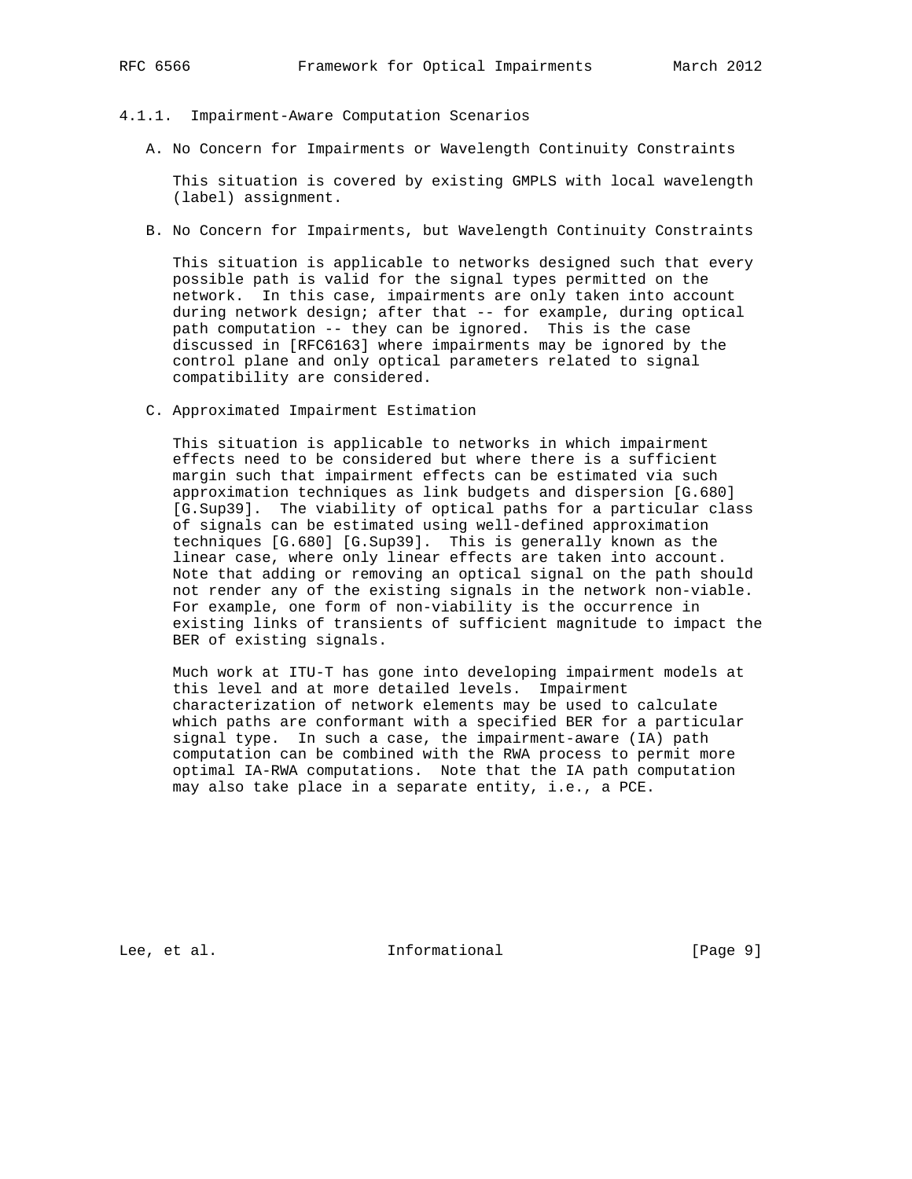#### 4.1.1. Impairment-Aware Computation Scenarios

A. No Concern for Impairments or Wavelength Continuity Constraints

This situation is covered by existing GMPLS with local wavelength (label) assignment.

B. No Concern for Impairments, but Wavelength Continuity Constraints

This situation is applicable to networks designed such that every possible path is valid for the signal types permitted on the network. In this case, impairments are only taken into account during network design; after that -- for example, during optical path computation -- they can be ignored. This is the case discussed in [RFC6163] where impairments may be ignored by the control plane and only optical parameters related to signal compatibility are considered.

C. Approximated Impairment Estimation

This situation is applicable to networks in which impairment effects need to be considered but where there is a sufficient margin such that impairment effects can be estimated via such approximation techniques as link budgets and dispersion [G.680] [G.Sup39]. The viability of optical paths for a particular class of signals can be estimated using well-defined approximation techniques [G.680] [G.Sup39]. This is generally known as the linear case, where only linear effects are taken into account. Note that adding or removing an optical signal on the path should not render any of the existing signals in the network non-viable. For example, one form of non-viability is the occurrence in existing links of transients of sufficient magnitude to impact the BER of existing signals.

Much work at ITU-T has gone into developing impairment models at this level and at more detailed levels. Impairment characterization of network elements may be used to calculate which paths are conformant with a specified BER for a particular signal type. In such a case, the impairment-aware (IA) path computation can be combined with the RWA process to permit more optimal IA-RWA computations. Note that the IA path computation may also take place in a separate entity, i.e., a PCE.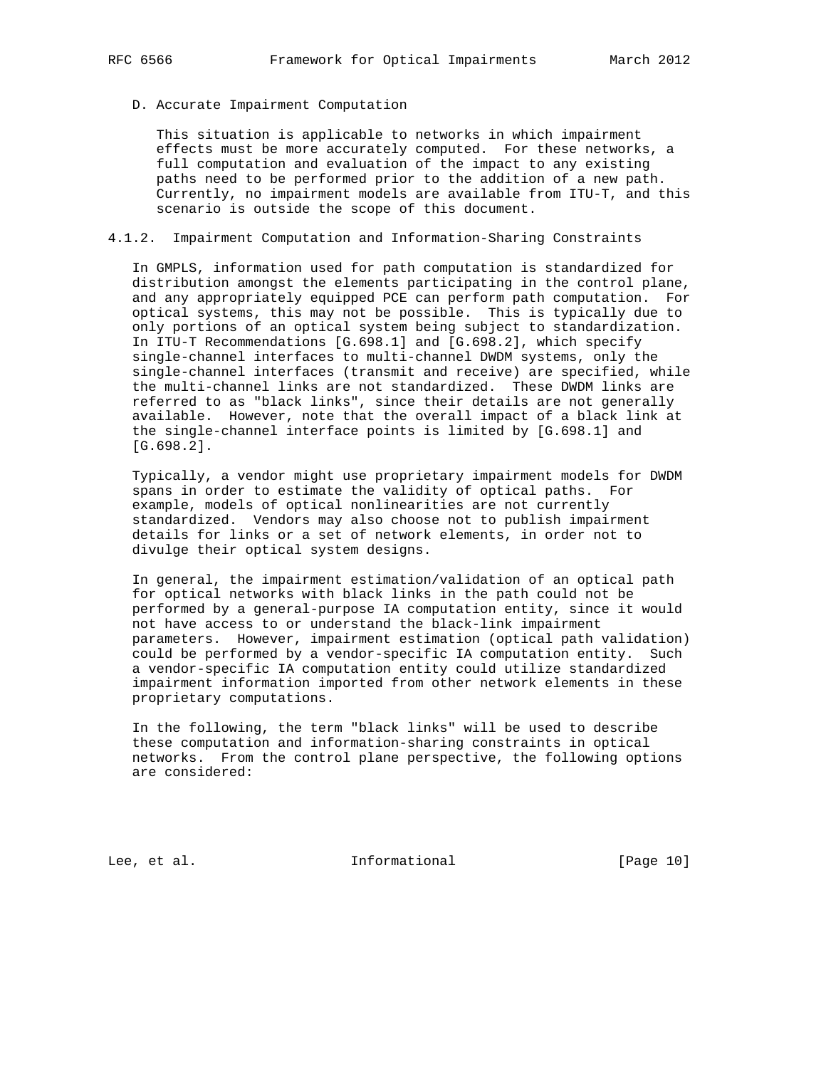D. Accurate Impairment Computation

This situation is applicable to networks in which impairment effects must be more accurately computed. For these networks, a full computation and evaluation of the impact to any existing paths need to be performed prior to the addition of a new path. Currently, no impairment models are available from ITU-T, and this scenario is outside the scope of this document.

### 4.1.2. Impairment Computation and Information-Sharing Constraints

In GMPLS, information used for path computation is standardized for distribution amongst the elements participating in the control plane, and any appropriately equipped PCE can perform path computation. For optical systems, this may not be possible. This is typically due to only portions of an optical system being subject to standardization. In ITU-T Recommendations [G.698.1] and [G.698.2], which specify single-channel interfaces to multi-channel DWDM systems, only the single-channel interfaces (transmit and receive) are specified, while the multi-channel links are not standardized. These DWDM links are referred to as "black links", since their details are not generally available. However, note that the overall impact of a black link at the single-channel interface points is limited by [G.698.1] and [G.698.2].

Typically, a vendor might use proprietary impairment models for DWDM spans in order to estimate the validity of optical paths. For example, models of optical nonlinearities are not currently standardized. Vendors may also choose not to publish impairment details for links or a set of network elements, in order not to divulge their optical system designs.

In general, the impairment estimation/validation of an optical path for optical networks with black links in the path could not be performed by a general-purpose IA computation entity, since it would not have access to or understand the black-link impairment parameters. However, impairment estimation (optical path validation) could be performed by a vendor-specific IA computation entity. Such a vendor-specific IA computation entity could utilize standardized impairment information imported from other network elements in these proprietary computations.

In the following, the term "black links" will be used to describe these computation and information-sharing constraints in optical networks. From the control plane perspective, the following options are considered: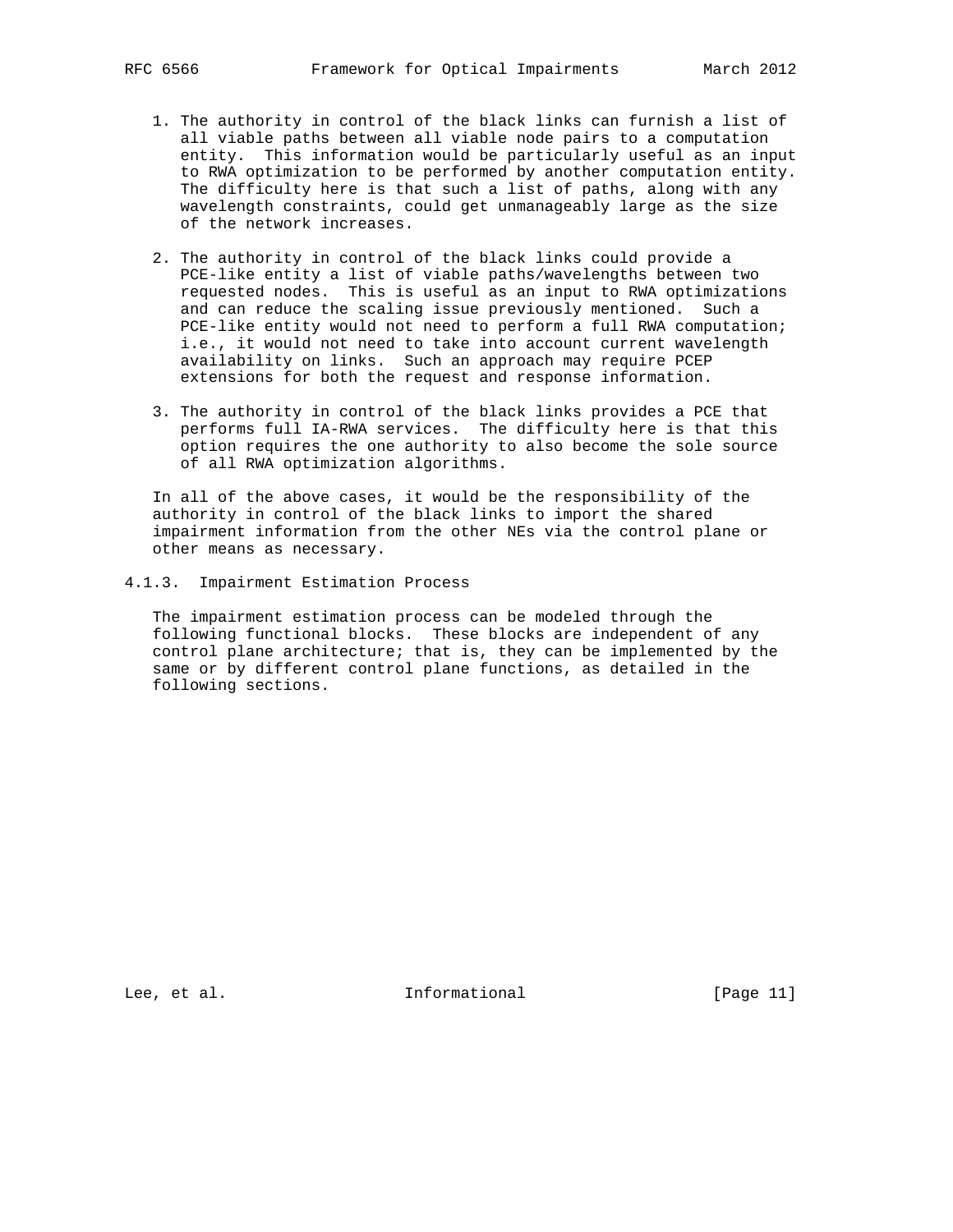1. The authority in control of the black links can furnish a list of all viable paths between all viable node pairs to a computation entity. This information would be particularly useful as an input to RWA optimization to be performed by another computation entity. The difficulty here is that such a list of paths, along with any wavelength constraints, could get unmanageably large as the size of the network increases.

2. The authority in control of the black links could provide a PCE-like entity a list of viable paths/wavelengths between two requested nodes. This is useful as an input to RWA optimizations and can reduce the scaling issue previously mentioned. Such a PCE-like entity would not need to perform a full RWA computation; i.e., it would not need to take into account current wavelength availability on links. Such an approach may require PCEP extensions for both the request and response information.

3. The authority in control of the black links provides a PCE that performs full IA-RWA services. The difficulty here is that this option requires the one authority to also become the sole source of all RWA optimization algorithms.

In all of the above cases, it would be the responsibility of the authority in control of the black links to import the shared impairment information from the other NEs via the control plane or other means as necessary.

### 4.1.3. Impairment Estimation Process

The impairment estimation process can be modeled through the following functional blocks. These blocks are independent of any control plane architecture; that is, they can be implemented by the same or by different control plane functions, as detailed in the following sections.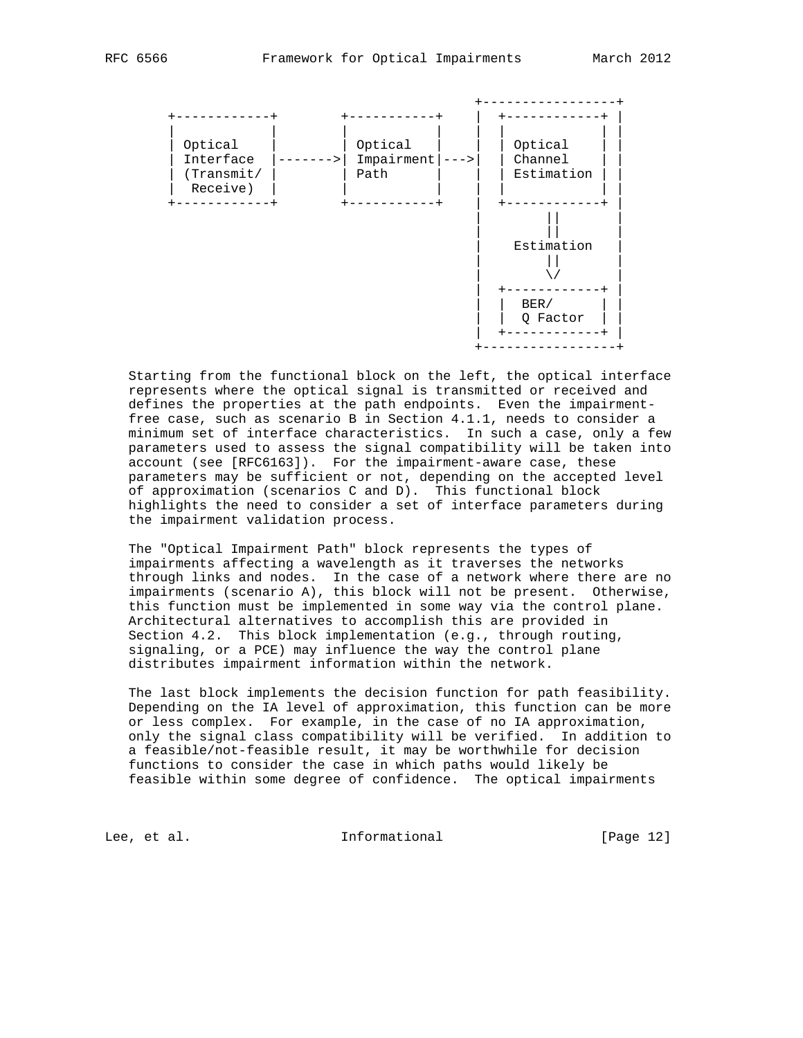```
                                            +-----------------+
   +------------+        +-----------+      |  +------------+ |
   |            |        |           |      |  |            | |
   | Optical    |        | Optical   |      |  | Optical    | |
   | Interface  |------->| Impairment|--->|  | Channel    | |
   | (Transmit/ |        | Path      |      |  | Estimation | |
   |  Receive)  |        |           |      |  |            | |
   +------------+        +-----------+      |  +------------+ |
                                            |        ||       |
                                            |        ||       |
                                            |    Estimation   |
                                            |        ||       |
                                            |        \/       |
                                            |  +------------+ |
                                            |  |  BER/      | |
                                            |  |  Q Factor  | |
                                            |  +------------+ |
                                            +-----------------+
```

Starting from the functional block on the left, the optical interface represents where the optical signal is transmitted or received and defines the properties at the path endpoints. Even the impairment-free case, such as scenario B in Section 4.1.1, needs to consider a minimum set of interface characteristics. In such a case, only a few parameters used to assess the signal compatibility will be taken into account (see [RFC6163]). For the impairment-aware case, these parameters may be sufficient or not, depending on the accepted level of approximation (scenarios C and D). This functional block highlights the need to consider a set of interface parameters during the impairment validation process.

The "Optical Impairment Path" block represents the types of impairments affecting a wavelength as it traverses the networks through links and nodes. In the case of a network where there are no impairments (scenario A), this block will not be present. Otherwise, this function must be implemented in some way via the control plane. Architectural alternatives to accomplish this are provided in Section 4.2. This block implementation (e.g., through routing, signaling, or a PCE) may influence the way the control plane distributes impairment information within the network.

The last block implements the decision function for path feasibility. Depending on the IA level of approximation, this function can be more or less complex. For example, in the case of no IA approximation, only the signal class compatibility will be verified. In addition to a feasible/not-feasible result, it may be worthwhile for decision functions to consider the case in which paths would likely be feasible within some degree of confidence. The optical impairments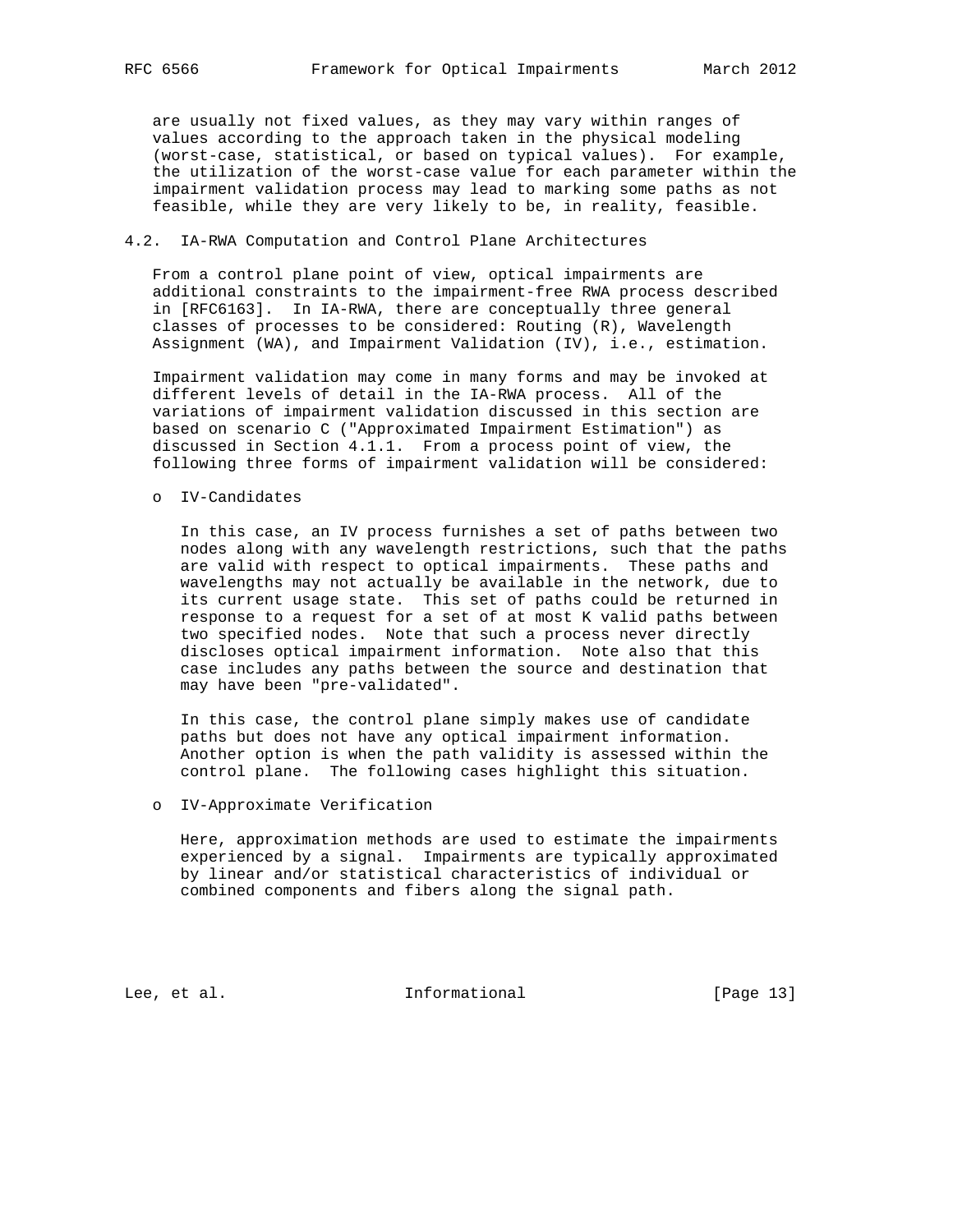are usually not fixed values, as they may vary within ranges of values according to the approach taken in the physical modeling (worst-case, statistical, or based on typical values). For example, the utilization of the worst-case value for each parameter within the impairment validation process may lead to marking some paths as not feasible, while they are very likely to be, in reality, feasible.

## 4.2. IA-RWA Computation and Control Plane Architectures

From a control plane point of view, optical impairments are additional constraints to the impairment-free RWA process described in [RFC6163]. In IA-RWA, there are conceptually three general classes of processes to be considered: Routing (R), Wavelength Assignment (WA), and Impairment Validation (IV), i.e., estimation.

Impairment validation may come in many forms and may be invoked at different levels of detail in the IA-RWA process. All of the variations of impairment validation discussed in this section are based on scenario C ("Approximated Impairment Estimation") as discussed in Section 4.1.1. From a process point of view, the following three forms of impairment validation will be considered:

- IV-Candidates

  In this case, an IV process furnishes a set of paths between two nodes along with any wavelength restrictions, such that the paths are valid with respect to optical impairments. These paths and wavelengths may not actually be available in the network, due to its current usage state. This set of paths could be returned in response to a request for a set of at most K valid paths between two specified nodes. Note that such a process never directly discloses optical impairment information. Note also that this case includes any paths between the source and destination that may have been "pre-validated".

  In this case, the control plane simply makes use of candidate paths but does not have any optical impairment information. Another option is when the path validity is assessed within the control plane. The following cases highlight this situation.

- IV-Approximate Verification

  Here, approximation methods are used to estimate the impairments experienced by a signal. Impairments are typically approximated by linear and/or statistical characteristics of individual or combined components and fibers along the signal path.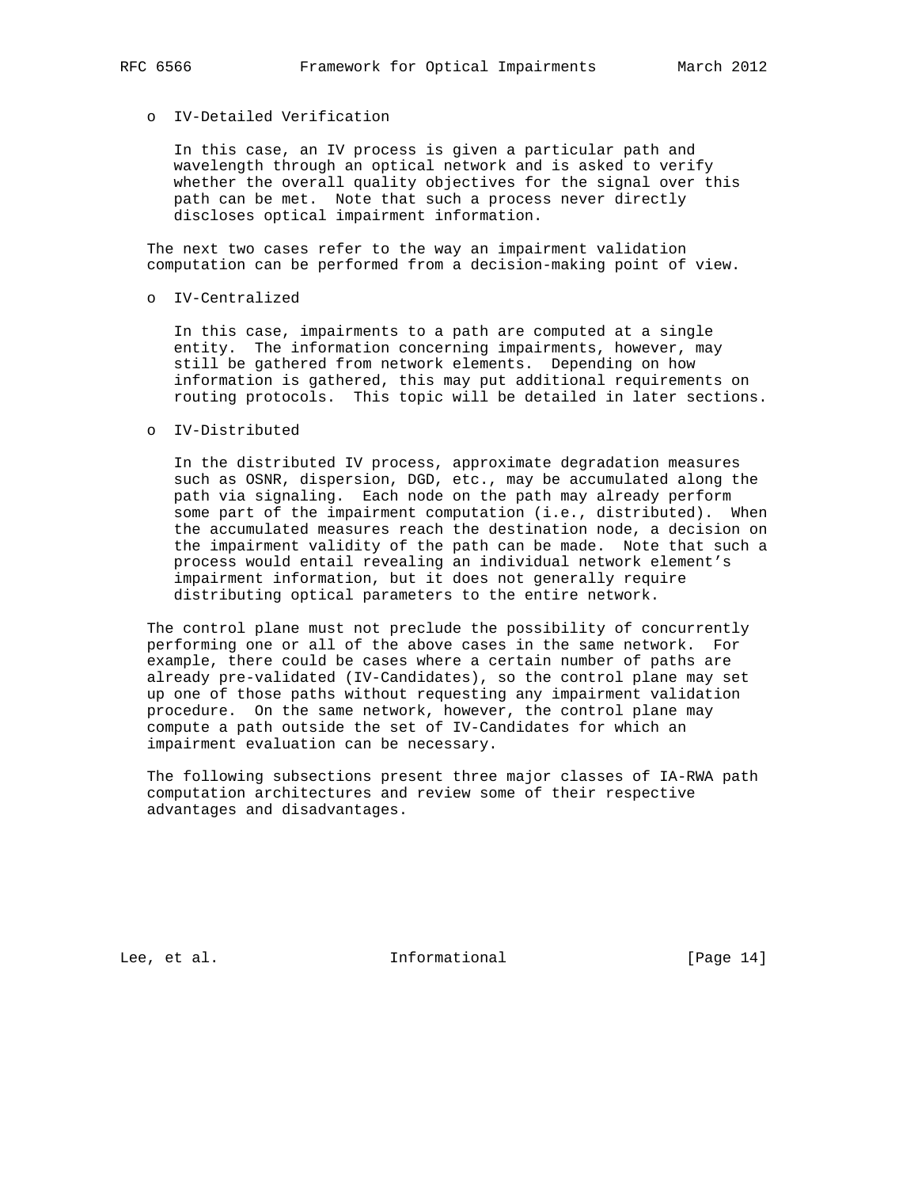- IV-Detailed Verification

  In this case, an IV process is given a particular path and wavelength through an optical network and is asked to verify whether the overall quality objectives for the signal over this path can be met. Note that such a process never directly discloses optical impairment information.

The next two cases refer to the way an impairment validation computation can be performed from a decision-making point of view.

- IV-Centralized

  In this case, impairments to a path are computed at a single entity. The information concerning impairments, however, may still be gathered from network elements. Depending on how information is gathered, this may put additional requirements on routing protocols. This topic will be detailed in later sections.

- IV-Distributed

  In the distributed IV process, approximate degradation measures such as OSNR, dispersion, DGD, etc., may be accumulated along the path via signaling. Each node on the path may already perform some part of the impairment computation (i.e., distributed). When the accumulated measures reach the destination node, a decision on the impairment validity of the path can be made. Note that such a process would entail revealing an individual network element's impairment information, but it does not generally require distributing optical parameters to the entire network.

The control plane must not preclude the possibility of concurrently performing one or all of the above cases in the same network. For example, there could be cases where a certain number of paths are already pre-validated (IV-Candidates), so the control plane may set up one of those paths without requesting any impairment validation procedure. On the same network, however, the control plane may compute a path outside the set of IV-Candidates for which an impairment evaluation can be necessary.

The following subsections present three major classes of IA-RWA path computation architectures and review some of their respective advantages and disadvantages.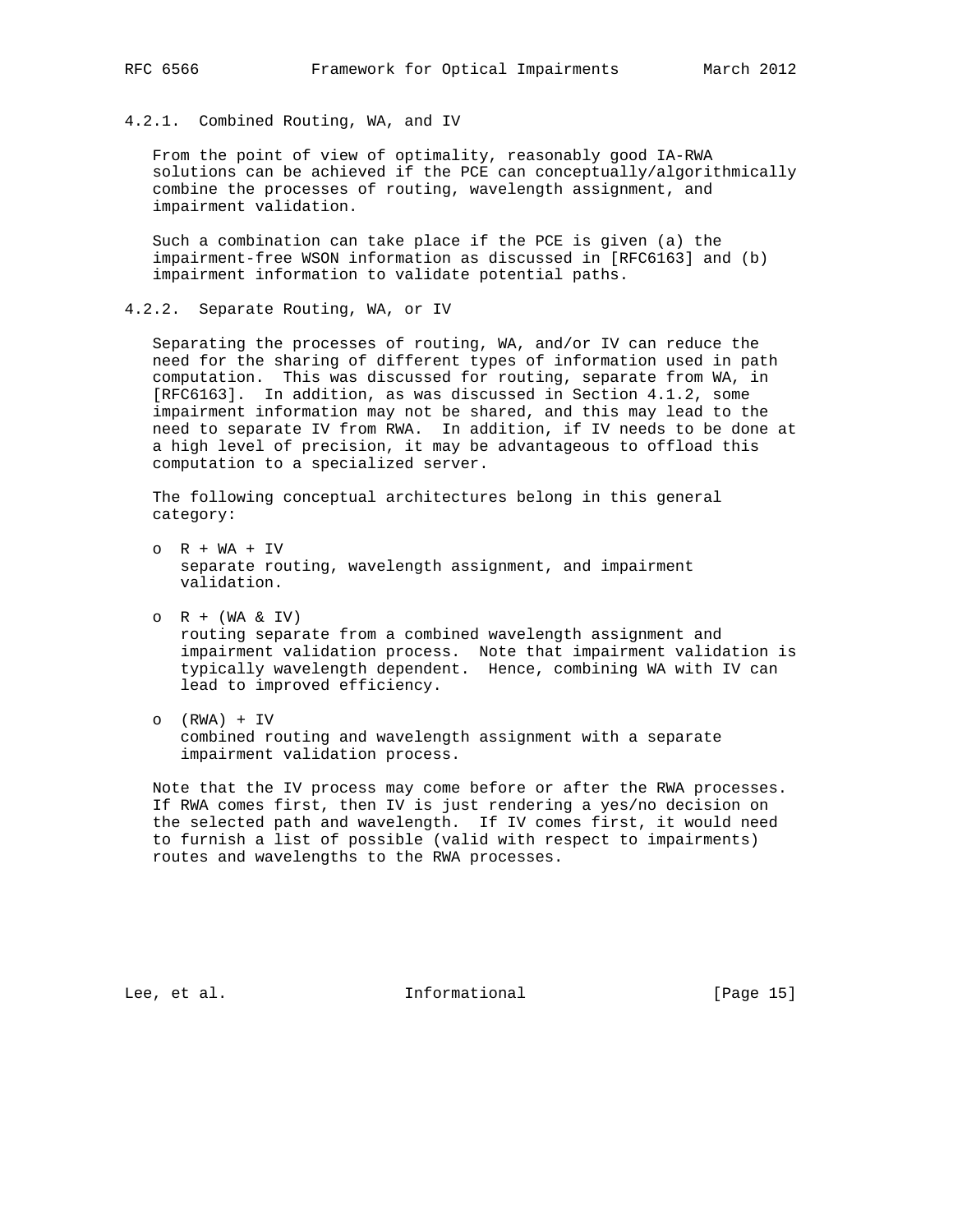#### 4.2.1. Combined Routing, WA, and IV

From the point of view of optimality, reasonably good IA-RWA solutions can be achieved if the PCE can conceptually/algorithmically combine the processes of routing, wavelength assignment, and impairment validation.

Such a combination can take place if the PCE is given (a) the impairment-free WSON information as discussed in [RFC6163] and (b) impairment information to validate potential paths.

#### 4.2.2. Separate Routing, WA, or IV

Separating the processes of routing, WA, and/or IV can reduce the need for the sharing of different types of information used in path computation. This was discussed for routing, separate from WA, in [RFC6163]. In addition, as was discussed in Section 4.1.2, some impairment information may not be shared, and this may lead to the need to separate IV from RWA. In addition, if IV needs to be done at a high level of precision, it may be advantageous to offload this computation to a specialized server.

The following conceptual architectures belong in this general category:

- R + WA + IV
  separate routing, wavelength assignment, and impairment validation.

- R + (WA & IV)
  routing separate from a combined wavelength assignment and impairment validation process. Note that impairment validation is typically wavelength dependent. Hence, combining WA with IV can lead to improved efficiency.

- (RWA) + IV
  combined routing and wavelength assignment with a separate impairment validation process.

Note that the IV process may come before or after the RWA processes. If RWA comes first, then IV is just rendering a yes/no decision on the selected path and wavelength. If IV comes first, it would need to furnish a list of possible (valid with respect to impairments) routes and wavelengths to the RWA processes.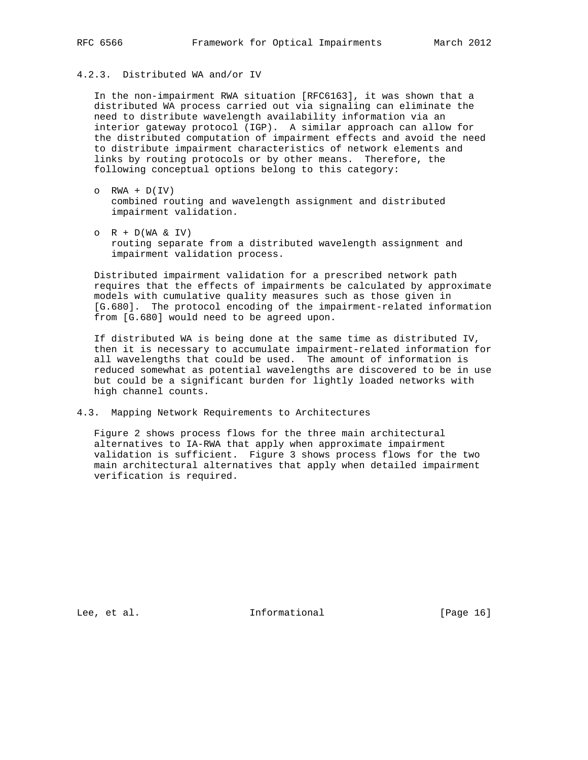### 4.2.3. Distributed WA and/or IV

In the non-impairment RWA situation [RFC6163], it was shown that a distributed WA process carried out via signaling can eliminate the need to distribute wavelength availability information via an interior gateway protocol (IGP). A similar approach can allow for the distributed computation of impairment effects and avoid the need to distribute impairment characteristics of network elements and links by routing protocols or by other means. Therefore, the following conceptual options belong to this category:

- RWA + D(IV)
  combined routing and wavelength assignment and distributed impairment validation.

- R + D(WA & IV)
  routing separate from a distributed wavelength assignment and impairment validation process.

Distributed impairment validation for a prescribed network path requires that the effects of impairments be calculated by approximate models with cumulative quality measures such as those given in [G.680]. The protocol encoding of the impairment-related information from [G.680] would need to be agreed upon.

If distributed WA is being done at the same time as distributed IV, then it is necessary to accumulate impairment-related information for all wavelengths that could be used. The amount of information is reduced somewhat as potential wavelengths are discovered to be in use but could be a significant burden for lightly loaded networks with high channel counts.

## 4.3. Mapping Network Requirements to Architectures

Figure 2 shows process flows for the three main architectural alternatives to IA-RWA that apply when approximate impairment validation is sufficient. Figure 3 shows process flows for the two main architectural alternatives that apply when detailed impairment verification is required.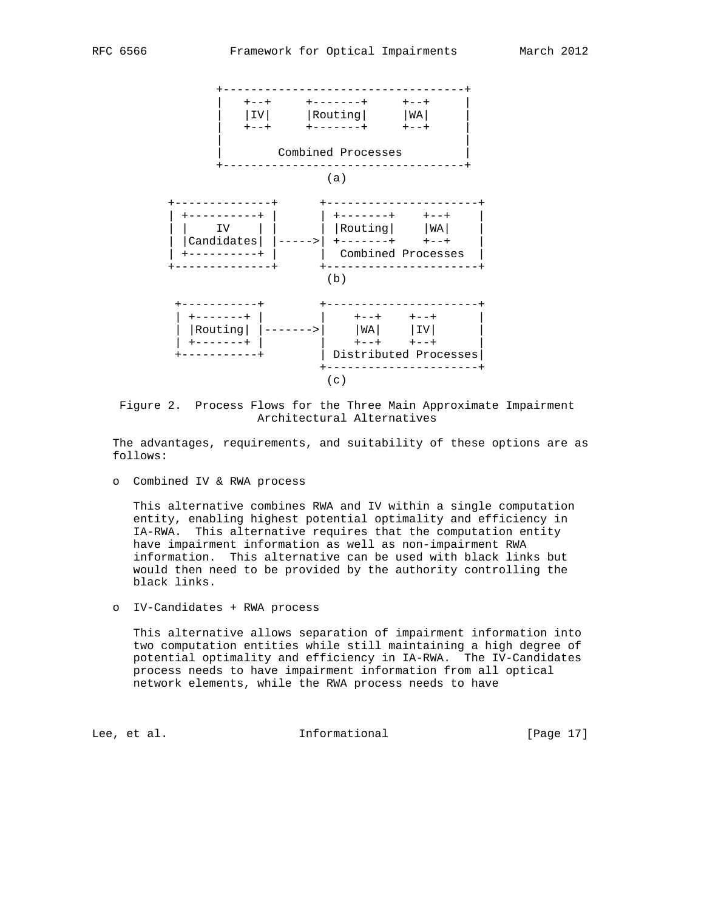```
              +-----------------------------------+
              |   +--+     +-------+     +--+     |
              |   |IV|     |Routing|     |WA|     |
              |   +--+     +-------+     +--+     |
              |                                   |
              |        Combined Processes         |
              +-----------------------------------+
                                (a)

       +--------------+      +----------------------+
       | +----------+ |      | +-------+    +--+    |
       | |    IV    | |      | |Routing|    |WA|    |
       | |Candidates| |----->| +-------+    +--+    |
       | +----------+ |      |  Combined Processes  |
       +--------------+      +----------------------+
                                (b)

        +-----------+        +----------------------+
        | +-------+ |        |    +--+    +--+      |
        | |Routing| |------->|    |WA|    |IV|      |
        | +-------+ |        |    +--+    +--+      |
        +-----------+        | Distributed Processes|
                             +----------------------+
                                (c)
```

Figure 2. Process Flows for the Three Main Approximate Impairment Architectural Alternatives

The advantages, requirements, and suitability of these options are as follows:

- Combined IV & RWA process

  This alternative combines RWA and IV within a single computation entity, enabling highest potential optimality and efficiency in IA-RWA. This alternative requires that the computation entity have impairment information as well as non-impairment RWA information. This alternative can be used with black links but would then need to be provided by the authority controlling the black links.

- IV-Candidates + RWA process

  This alternative allows separation of impairment information into two computation entities while still maintaining a high degree of potential optimality and efficiency in IA-RWA. The IV-Candidates process needs to have impairment information from all optical network elements, while the RWA process needs to have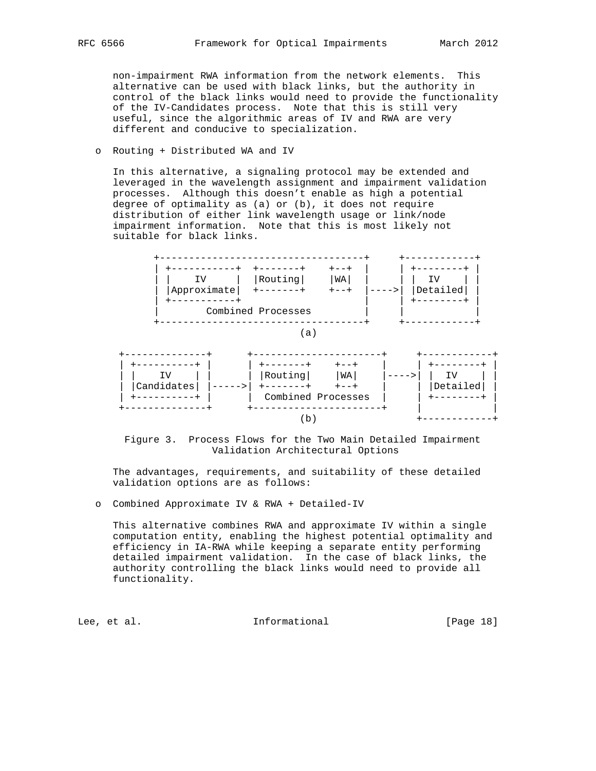non-impairment RWA information from the network elements. This alternative can be used with black links, but the authority in control of the black links would need to provide the functionality of the IV-Candidates process. Note that this is still very useful, since the algorithmic areas of IV and RWA are very different and conducive to specialization.

- Routing + Distributed WA and IV

  In this alternative, a signaling protocol may be extended and leveraged in the wavelength assignment and impairment validation processes. Although this doesn't enable as high a potential degree of optimality as (a) or (b), it does not require distribution of either link wavelength usage or link/node impairment information. Note that this is most likely not suitable for black links.

```
        +-----------------------------------+     +------------+
        | +-----------+  +-------+    +--+  |     | +--------+ |
        | |    IV     |  |Routing|    |WA|  |     | |  IV    | |
        | |Approximate|  +-------+    +--+  |---->| |Detailed| |
        | +-----------+                     |     | +--------+ |
        |        Combined Processes         |     |            |
        +-----------------------------------+     +------------+
                                  (a)

   +--------------+      +----------------------+     +------------+
   | +----------+ |      | +-------+    +--+    |     | +--------+ |
   | |    IV    | |      | |Routing|    |WA|    |---->| |  IV    | |
   | |Candidates| |----->| +-------+    +--+    |     | |Detailed| |
   | +----------+ |      |  Combined Processes  |     | +--------+ |
   +--------------+      +----------------------+     |            |
                                  (b)                 +------------+
```

Figure 3. Process Flows for the Two Main Detailed Impairment Validation Architectural Options

The advantages, requirements, and suitability of these detailed validation options are as follows:

- Combined Approximate IV & RWA + Detailed-IV

  This alternative combines RWA and approximate IV within a single computation entity, enabling the highest potential optimality and efficiency in IA-RWA while keeping a separate entity performing detailed impairment validation. In the case of black links, the authority controlling the black links would need to provide all functionality.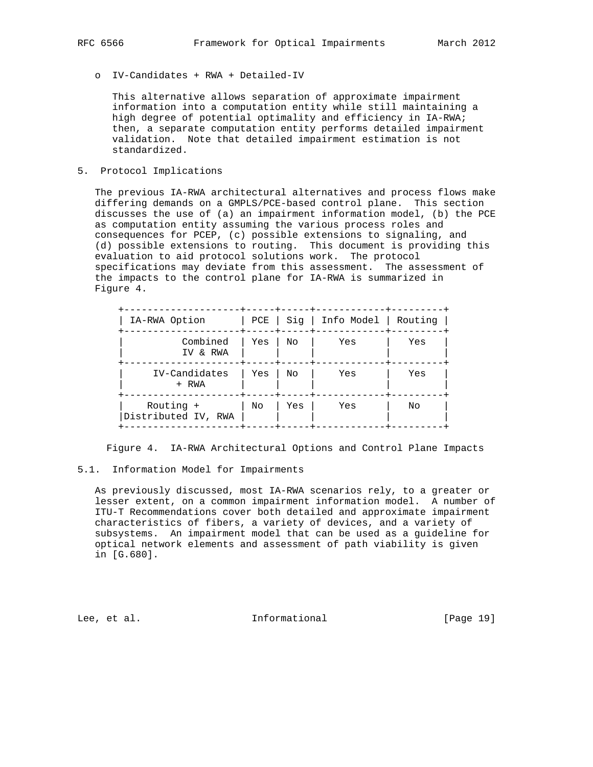- IV-Candidates + RWA + Detailed-IV

  This alternative allows separation of approximate impairment information into a computation entity while still maintaining a high degree of potential optimality and efficiency in IA-RWA; then, a separate computation entity performs detailed impairment validation. Note that detailed impairment estimation is not standardized.

## 5. Protocol Implications

The previous IA-RWA architectural alternatives and process flows make differing demands on a GMPLS/PCE-based control plane. This section discusses the use of (a) an impairment information model, (b) the PCE as computation entity assuming the various process roles and consequences for PCEP, (c) possible extensions to signaling, and (d) possible extensions to routing. This document is providing this evaluation to aid protocol solutions work. The protocol specifications may deviate from this assessment. The assessment of the impacts to the control plane for IA-RWA is summarized in Figure 4.

| IA-RWA Option | PCE | Sig | Info Model | Routing |
| --- | --- | --- | --- | --- |
| Combined IV & RWA | Yes | No | Yes | Yes |
| IV-Candidates + RWA | Yes | No | Yes | Yes |
| Routing + Distributed IV, RWA | No | Yes | Yes | No |

Figure 4. IA-RWA Architectural Options and Control Plane Impacts

### 5.1. Information Model for Impairments

As previously discussed, most IA-RWA scenarios rely, to a greater or lesser extent, on a common impairment information model. A number of ITU-T Recommendations cover both detailed and approximate impairment characteristics of fibers, a variety of devices, and a variety of subsystems. An impairment model that can be used as a guideline for optical network elements and assessment of path viability is given in [G.680].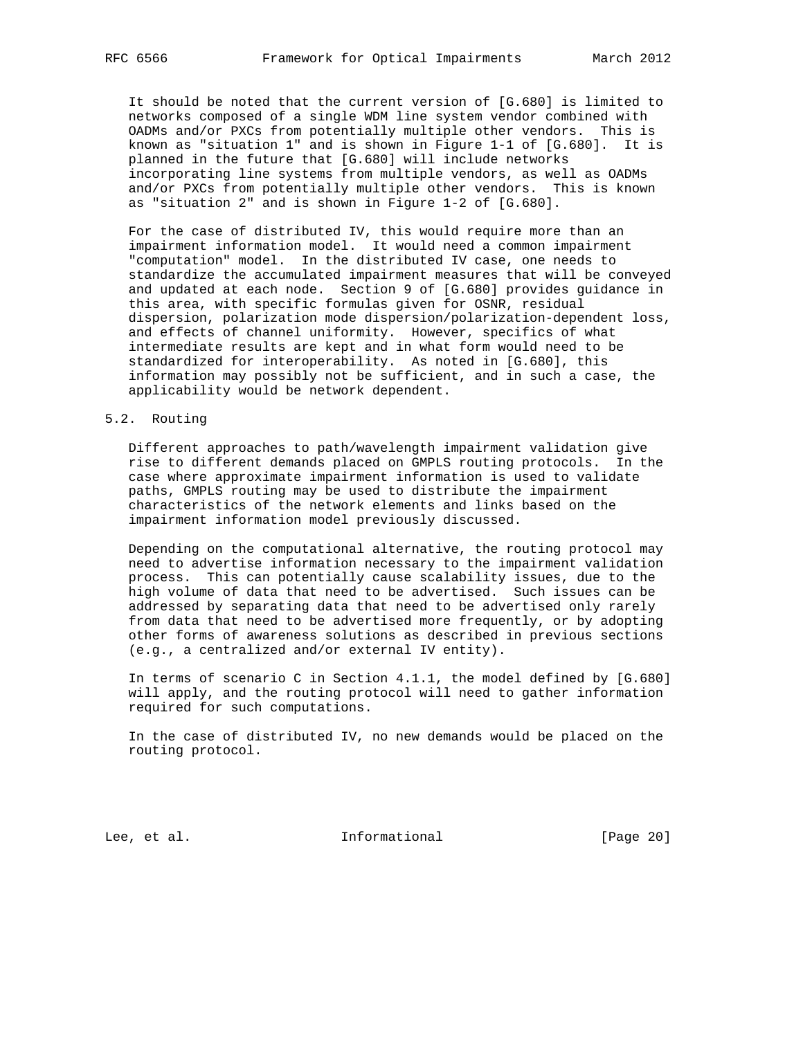It should be noted that the current version of [G.680] is limited to networks composed of a single WDM line system vendor combined with OADMs and/or PXCs from potentially multiple other vendors. This is known as "situation 1" and is shown in Figure 1-1 of [G.680]. It is planned in the future that [G.680] will include networks incorporating line systems from multiple vendors, as well as OADMs and/or PXCs from potentially multiple other vendors. This is known as "situation 2" and is shown in Figure 1-2 of [G.680].

For the case of distributed IV, this would require more than an impairment information model. It would need a common impairment "computation" model. In the distributed IV case, one needs to standardize the accumulated impairment measures that will be conveyed and updated at each node. Section 9 of [G.680] provides guidance in this area, with specific formulas given for OSNR, residual dispersion, polarization mode dispersion/polarization-dependent loss, and effects of channel uniformity. However, specifics of what intermediate results are kept and in what form would need to be standardized for interoperability. As noted in [G.680], this information may possibly not be sufficient, and in such a case, the applicability would be network dependent.

## 5.2. Routing

Different approaches to path/wavelength impairment validation give rise to different demands placed on GMPLS routing protocols. In the case where approximate impairment information is used to validate paths, GMPLS routing may be used to distribute the impairment characteristics of the network elements and links based on the impairment information model previously discussed.

Depending on the computational alternative, the routing protocol may need to advertise information necessary to the impairment validation process. This can potentially cause scalability issues, due to the high volume of data that need to be advertised. Such issues can be addressed by separating data that need to be advertised only rarely from data that need to be advertised more frequently, or by adopting other forms of awareness solutions as described in previous sections (e.g., a centralized and/or external IV entity).

In terms of scenario C in Section 4.1.1, the model defined by [G.680] will apply, and the routing protocol will need to gather information required for such computations.

In the case of distributed IV, no new demands would be placed on the routing protocol.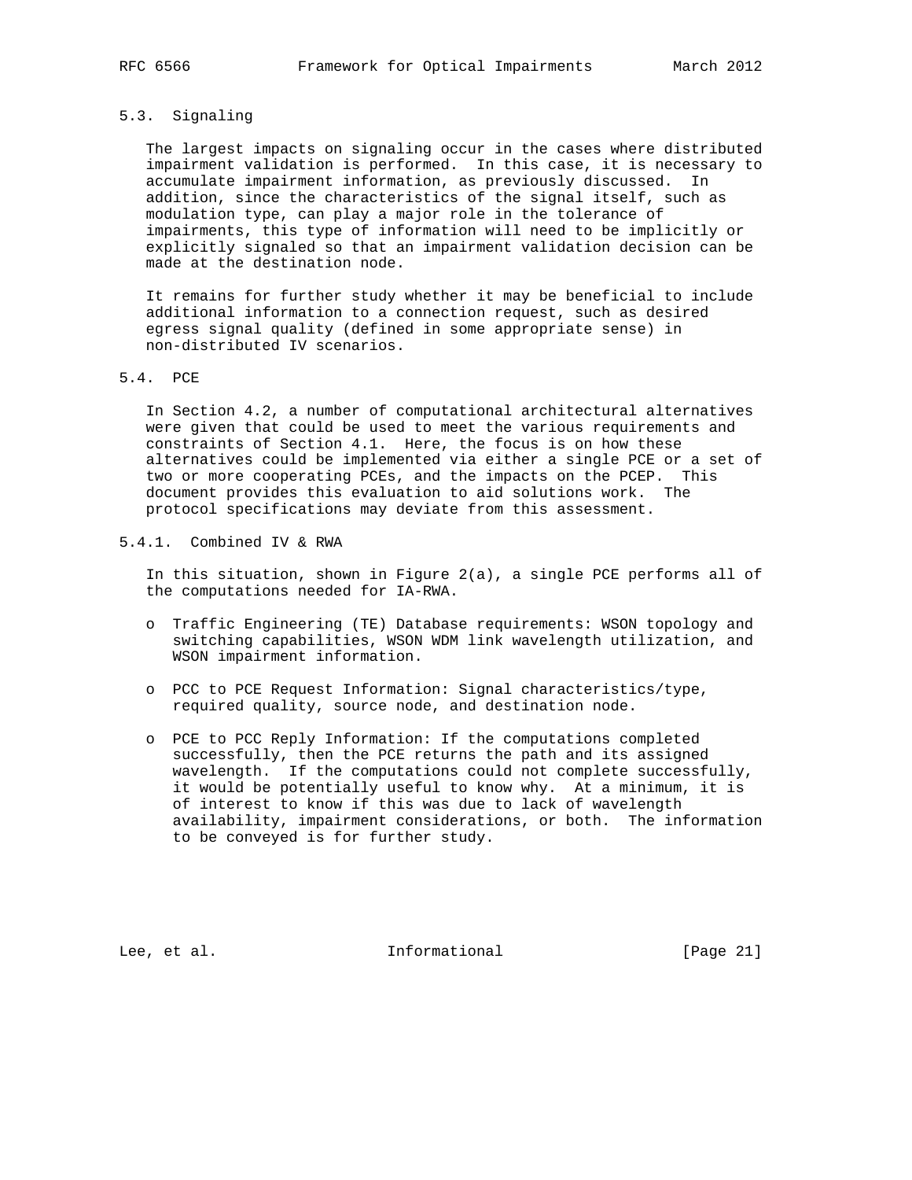### 5.3. Signaling

The largest impacts on signaling occur in the cases where distributed impairment validation is performed. In this case, it is necessary to accumulate impairment information, as previously discussed. In addition, since the characteristics of the signal itself, such as modulation type, can play a major role in the tolerance of impairments, this type of information will need to be implicitly or explicitly signaled so that an impairment validation decision can be made at the destination node.

It remains for further study whether it may be beneficial to include additional information to a connection request, such as desired egress signal quality (defined in some appropriate sense) in non-distributed IV scenarios.

### 5.4. PCE

In Section 4.2, a number of computational architectural alternatives were given that could be used to meet the various requirements and constraints of Section 4.1. Here, the focus is on how these alternatives could be implemented via either a single PCE or a set of two or more cooperating PCEs, and the impacts on the PCEP. This document provides this evaluation to aid solutions work. The protocol specifications may deviate from this assessment.

#### 5.4.1. Combined IV & RWA

In this situation, shown in Figure 2(a), a single PCE performs all of the computations needed for IA-RWA.

- Traffic Engineering (TE) Database requirements: WSON topology and switching capabilities, WSON WDM link wavelength utilization, and WSON impairment information.

- PCC to PCE Request Information: Signal characteristics/type, required quality, source node, and destination node.

- PCE to PCC Reply Information: If the computations completed successfully, then the PCE returns the path and its assigned wavelength. If the computations could not complete successfully, it would be potentially useful to know why. At a minimum, it is of interest to know if this was due to lack of wavelength availability, impairment considerations, or both. The information to be conveyed is for further study.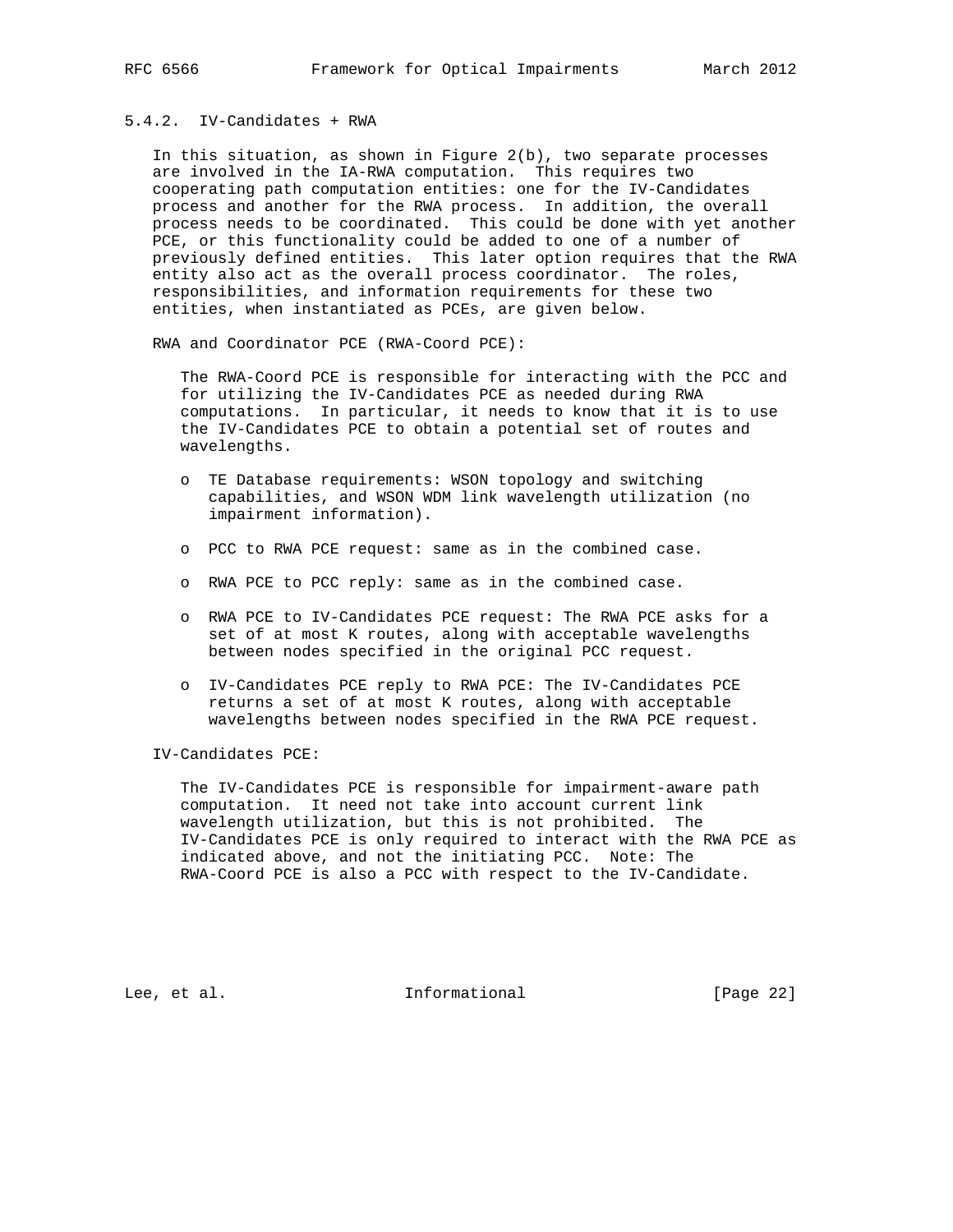### 5.4.2. IV-Candidates + RWA

In this situation, as shown in Figure 2(b), two separate processes are involved in the IA-RWA computation. This requires two cooperating path computation entities: one for the IV-Candidates process and another for the RWA process. In addition, the overall process needs to be coordinated. This could be done with yet another PCE, or this functionality could be added to one of a number of previously defined entities. This later option requires that the RWA entity also act as the overall process coordinator. The roles, responsibilities, and information requirements for these two entities, when instantiated as PCEs, are given below.

RWA and Coordinator PCE (RWA-Coord PCE):

The RWA-Coord PCE is responsible for interacting with the PCC and for utilizing the IV-Candidates PCE as needed during RWA computations. In particular, it needs to know that it is to use the IV-Candidates PCE to obtain a potential set of routes and wavelengths.

- TE Database requirements: WSON topology and switching capabilities, and WSON WDM link wavelength utilization (no impairment information).
- PCC to RWA PCE request: same as in the combined case.
- RWA PCE to PCC reply: same as in the combined case.
- RWA PCE to IV-Candidates PCE request: The RWA PCE asks for a set of at most K routes, along with acceptable wavelengths between nodes specified in the original PCC request.
- IV-Candidates PCE reply to RWA PCE: The IV-Candidates PCE returns a set of at most K routes, along with acceptable wavelengths between nodes specified in the RWA PCE request.

IV-Candidates PCE:

The IV-Candidates PCE is responsible for impairment-aware path computation. It need not take into account current link wavelength utilization, but this is not prohibited. The IV-Candidates PCE is only required to interact with the RWA PCE as indicated above, and not the initiating PCC. Note: The RWA-Coord PCE is also a PCC with respect to the IV-Candidate.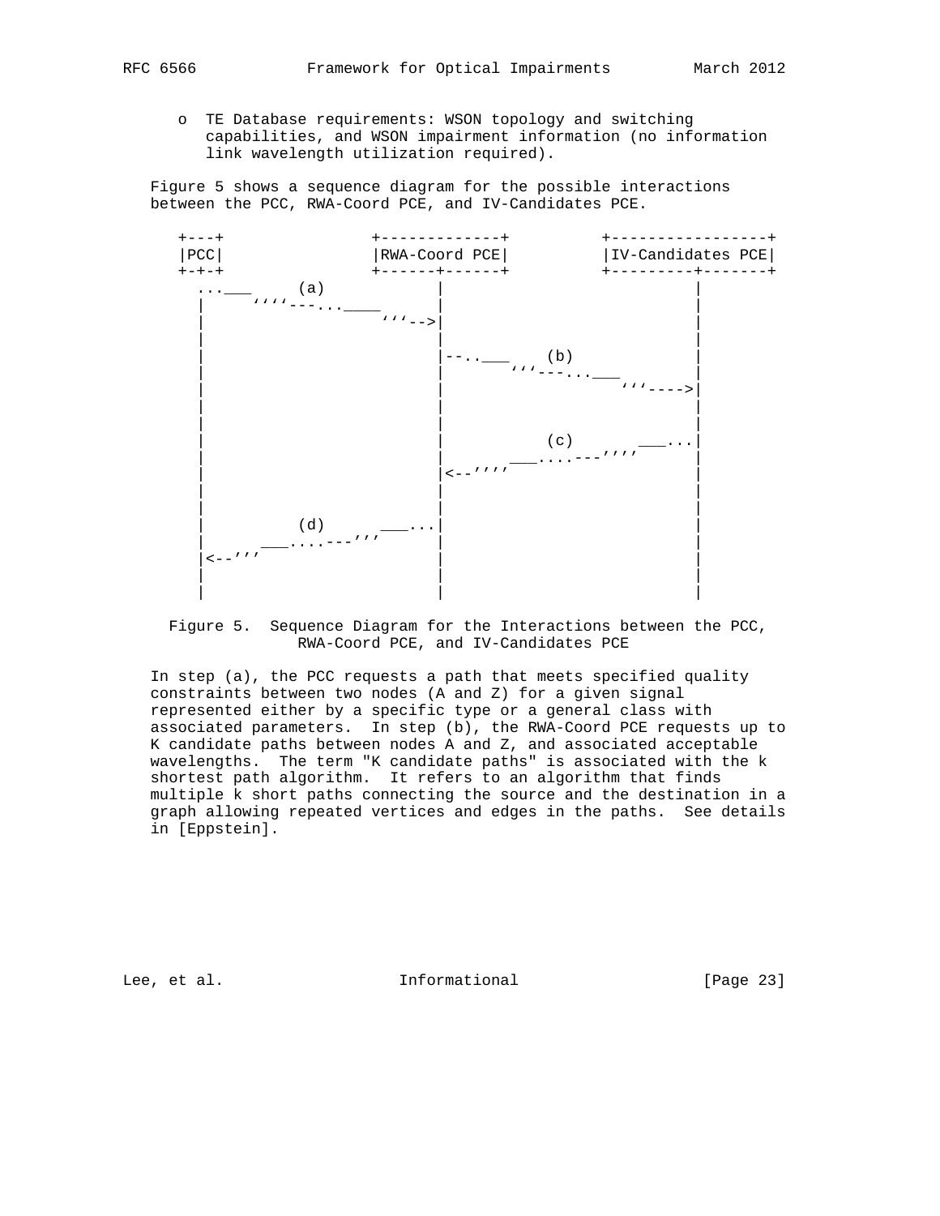- o TE Database requirements: WSON topology and switching capabilities, and WSON impairment information (no information link wavelength utilization required).

Figure 5 shows a sequence diagram for the possible interactions between the PCC, RWA-Coord PCE, and IV-Candidates PCE.

```
+---+               +-------------+          +-----------------+
|PCC|               |RWA-Coord PCE|          |IV-Candidates PCE|
+-+-+               +------+------+          +---------+-------+
  ...___      (a)          |                           |
  |     ````---...____     |                           |
  |                   ```-->|                          |
  |                        |                           |
  |                        |--..___    (b)             |
  |                        |       ```---...___        |
  |                        |                   ```---->|
  |                        |                           |
  |                        |                           |
  |                        |           (c)      ___...|
  |                        |        ___....---''''     |
  |                        |<--''''                    |
  |                        |                           |
  |                        |                           |
  |         (d)      ___...|                           |
  |       ___....---'''    |                           |
  |<--'''                  |                           |
  |                        |                           |
  |                        |                           |
```

Figure 5. Sequence Diagram for the Interactions between the PCC, RWA-Coord PCE, and IV-Candidates PCE

In step (a), the PCC requests a path that meets specified quality constraints between two nodes (A and Z) for a given signal represented either by a specific type or a general class with associated parameters. In step (b), the RWA-Coord PCE requests up to K candidate paths between nodes A and Z, and associated acceptable wavelengths. The term "K candidate paths" is associated with the k shortest path algorithm. It refers to an algorithm that finds multiple k short paths connecting the source and the destination in a graph allowing repeated vertices and edges in the paths. See details in [Eppstein].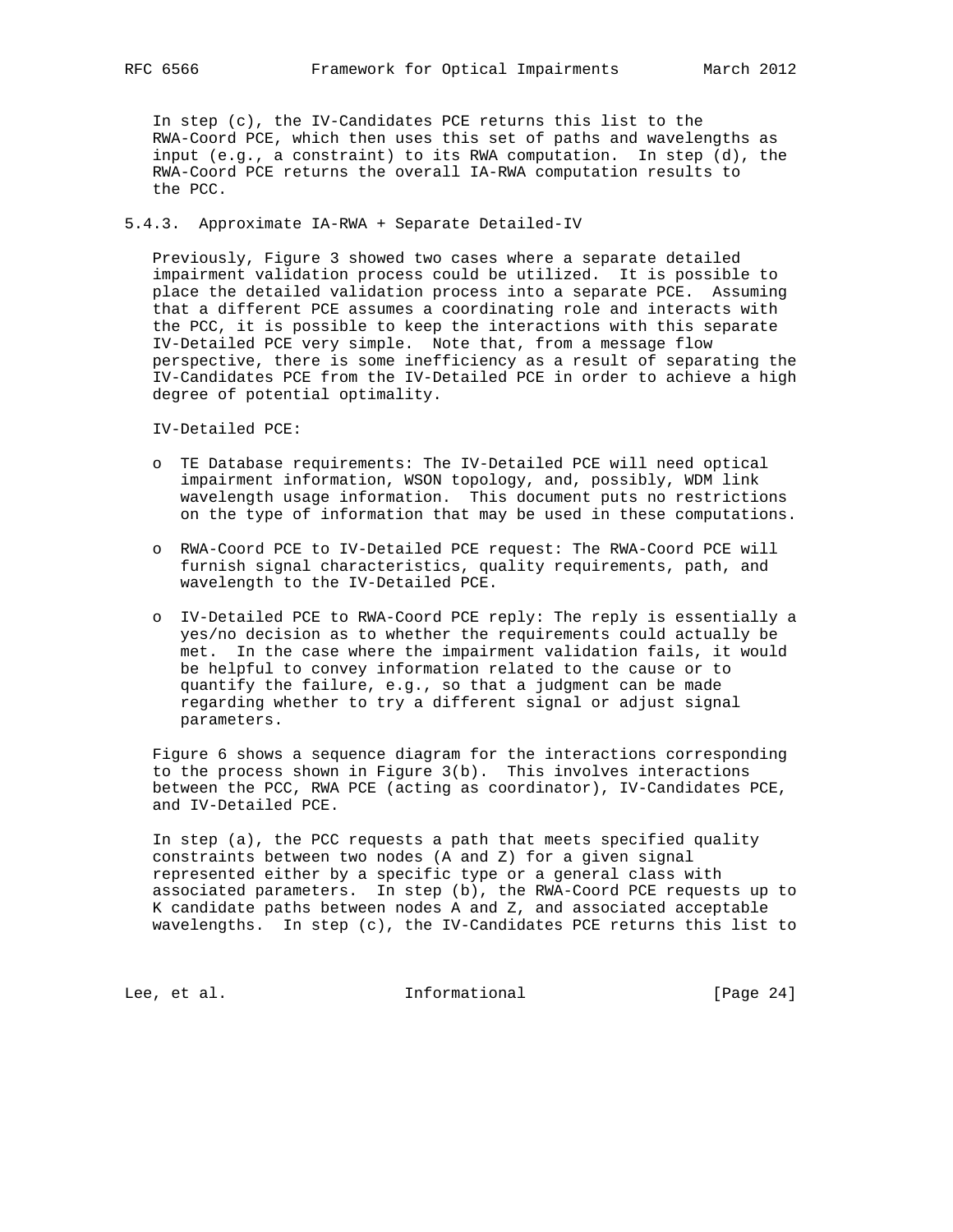In step (c), the IV-Candidates PCE returns this list to the RWA-Coord PCE, which then uses this set of paths and wavelengths as input (e.g., a constraint) to its RWA computation. In step (d), the RWA-Coord PCE returns the overall IA-RWA computation results to the PCC.

### 5.4.3. Approximate IA-RWA + Separate Detailed-IV

Previously, Figure 3 showed two cases where a separate detailed impairment validation process could be utilized. It is possible to place the detailed validation process into a separate PCE. Assuming that a different PCE assumes a coordinating role and interacts with the PCC, it is possible to keep the interactions with this separate IV-Detailed PCE very simple. Note that, from a message flow perspective, there is some inefficiency as a result of separating the IV-Candidates PCE from the IV-Detailed PCE in order to achieve a high degree of potential optimality.

IV-Detailed PCE:

- TE Database requirements: The IV-Detailed PCE will need optical impairment information, WSON topology, and, possibly, WDM link wavelength usage information. This document puts no restrictions on the type of information that may be used in these computations.

- RWA-Coord PCE to IV-Detailed PCE request: The RWA-Coord PCE will furnish signal characteristics, quality requirements, path, and wavelength to the IV-Detailed PCE.

- IV-Detailed PCE to RWA-Coord PCE reply: The reply is essentially a yes/no decision as to whether the requirements could actually be met. In the case where the impairment validation fails, it would be helpful to convey information related to the cause or to quantify the failure, e.g., so that a judgment can be made regarding whether to try a different signal or adjust signal parameters.

Figure 6 shows a sequence diagram for the interactions corresponding to the process shown in Figure 3(b). This involves interactions between the PCC, RWA PCE (acting as coordinator), IV-Candidates PCE, and IV-Detailed PCE.

In step (a), the PCC requests a path that meets specified quality constraints between two nodes (A and Z) for a given signal represented either by a specific type or a general class with associated parameters. In step (b), the RWA-Coord PCE requests up to K candidate paths between nodes A and Z, and associated acceptable wavelengths. In step (c), the IV-Candidates PCE returns this list to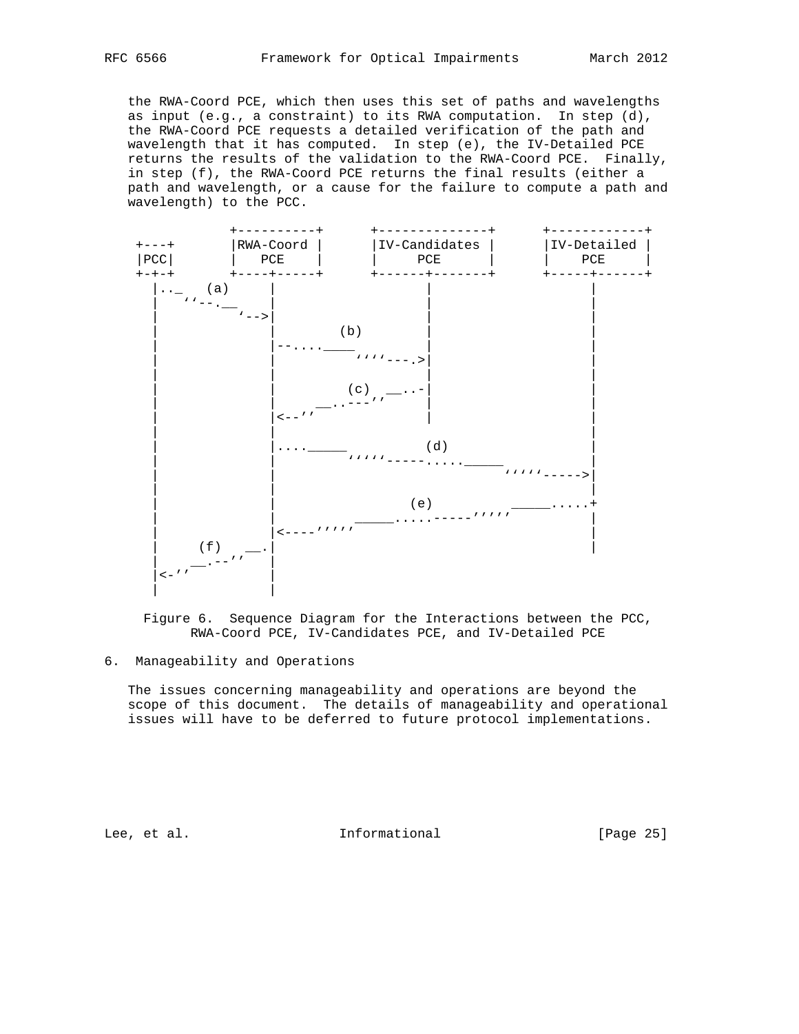the RWA-Coord PCE, which then uses this set of paths and wavelengths as input (e.g., a constraint) to its RWA computation. In step (d), the RWA-Coord PCE requests a detailed verification of the path and wavelength that it has computed. In step (e), the IV-Detailed PCE returns the results of the validation to the RWA-Coord PCE. Finally, in step (f), the RWA-Coord PCE returns the final results (either a path and wavelength, or a cause for the failure to compute a path and wavelength) to the PCC.

```
             +----------+      +--------------+      +------------+
 +---+       |RWA-Coord |      |IV-Candidates |      |IV-Detailed |
 |PCC|       |   PCE    |      |     PCE      |      |    PCE     |
 +-+-+       +----+-----+      +------+-------+      +-----+------+
   |.._  (a)      |                   |                    |
   |   ''--.__    |                   |                    |
   |          '-->|                   |                    |
   |              |        (b)        |                    |
   |              |--....____         |                    |
   |              |          ''''---.>|                    |
   |              |                   |                    |
   |              |        (c)  __..-|                    |
   |              |      __..---''    |                    |
   |              |<--''              |                    |
   |              |                   |                    |
   |              |....._____         (d)                  |
   |              |          '''''-----.....______         |
   |              |                               '''''----->|
   |              |                                        |
   |              |                (e)        _____.....+
   |              |          _____.....-----'''''          |
   |              |<----'''''                              |
   |     (f)   __.|                                        |
   |   __.--''    |
   |<-''          |
   |              |
```

Figure 6. Sequence Diagram for the Interactions between the PCC, RWA-Coord PCE, IV-Candidates PCE, and IV-Detailed PCE

## 6. Manageability and Operations

The issues concerning manageability and operations are beyond the scope of this document. The details of manageability and operational issues will have to be deferred to future protocol implementations.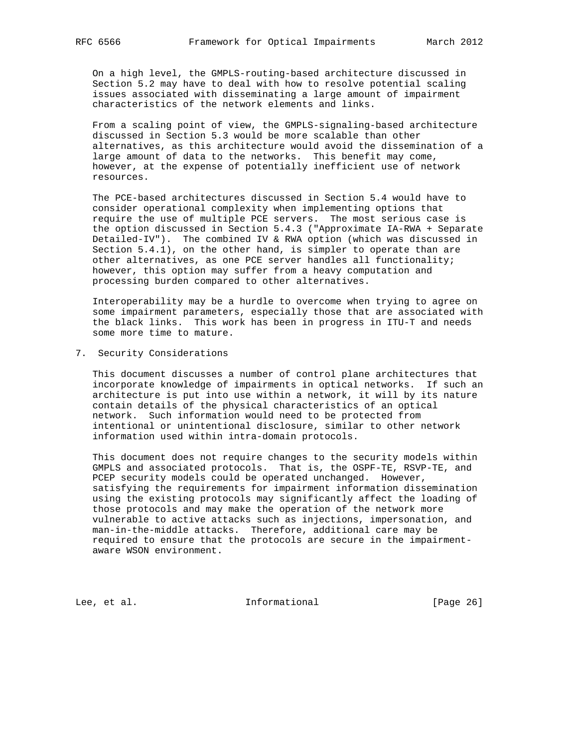On a high level, the GMPLS-routing-based architecture discussed in Section 5.2 may have to deal with how to resolve potential scaling issues associated with disseminating a large amount of impairment characteristics of the network elements and links.

From a scaling point of view, the GMPLS-signaling-based architecture discussed in Section 5.3 would be more scalable than other alternatives, as this architecture would avoid the dissemination of a large amount of data to the networks. This benefit may come, however, at the expense of potentially inefficient use of network resources.

The PCE-based architectures discussed in Section 5.4 would have to consider operational complexity when implementing options that require the use of multiple PCE servers. The most serious case is the option discussed in Section 5.4.3 ("Approximate IA-RWA + Separate Detailed-IV"). The combined IV & RWA option (which was discussed in Section 5.4.1), on the other hand, is simpler to operate than are other alternatives, as one PCE server handles all functionality; however, this option may suffer from a heavy computation and processing burden compared to other alternatives.

Interoperability may be a hurdle to overcome when trying to agree on some impairment parameters, especially those that are associated with the black links. This work has been in progress in ITU-T and needs some more time to mature.

## 7. Security Considerations

This document discusses a number of control plane architectures that incorporate knowledge of impairments in optical networks. If such an architecture is put into use within a network, it will by its nature contain details of the physical characteristics of an optical network. Such information would need to be protected from intentional or unintentional disclosure, similar to other network information used within intra-domain protocols.

This document does not require changes to the security models within GMPLS and associated protocols. That is, the OSPF-TE, RSVP-TE, and PCEP security models could be operated unchanged. However, satisfying the requirements for impairment information dissemination using the existing protocols may significantly affect the loading of those protocols and may make the operation of the network more vulnerable to active attacks such as injections, impersonation, and man-in-the-middle attacks. Therefore, additional care may be required to ensure that the protocols are secure in the impairment-aware WSON environment.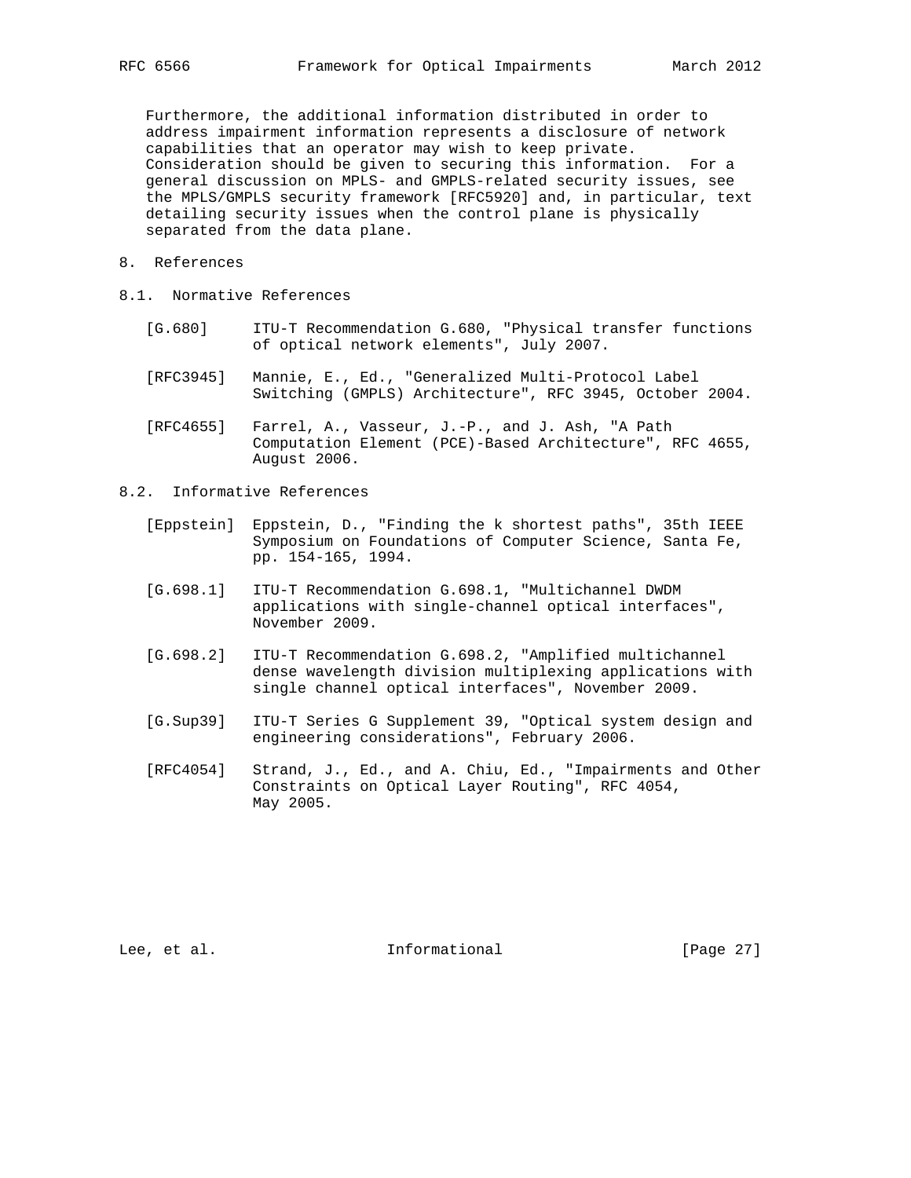Furthermore, the additional information distributed in order to address impairment information represents a disclosure of network capabilities that an operator may wish to keep private. Consideration should be given to securing this information. For a general discussion on MPLS- and GMPLS-related security issues, see the MPLS/GMPLS security framework [RFC5920] and, in particular, text detailing security issues when the control plane is physically separated from the data plane.

# 8. References

## 8.1. Normative References

[G.680] ITU-T Recommendation G.680, "Physical transfer functions of optical network elements", July 2007.

[RFC3945] Mannie, E., Ed., "Generalized Multi-Protocol Label Switching (GMPLS) Architecture", RFC 3945, October 2004.

[RFC4655] Farrel, A., Vasseur, J.-P., and J. Ash, "A Path Computation Element (PCE)-Based Architecture", RFC 4655, August 2006.

## 8.2. Informative References

[Eppstein] Eppstein, D., "Finding the k shortest paths", 35th IEEE Symposium on Foundations of Computer Science, Santa Fe, pp. 154-165, 1994.

[G.698.1] ITU-T Recommendation G.698.1, "Multichannel DWDM applications with single-channel optical interfaces", November 2009.

[G.698.2] ITU-T Recommendation G.698.2, "Amplified multichannel dense wavelength division multiplexing applications with single channel optical interfaces", November 2009.

[G.Sup39] ITU-T Series G Supplement 39, "Optical system design and engineering considerations", February 2006.

[RFC4054] Strand, J., Ed., and A. Chiu, Ed., "Impairments and Other Constraints on Optical Layer Routing", RFC 4054, May 2005.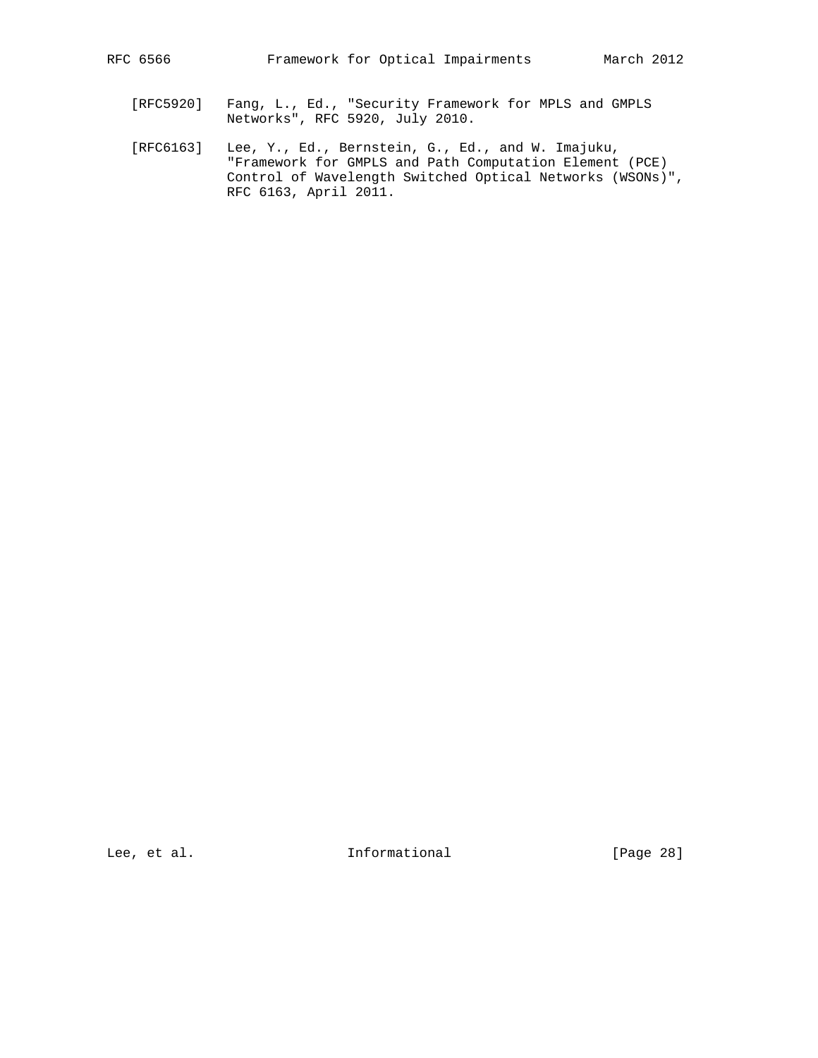[RFC5920] Fang, L., Ed., "Security Framework for MPLS and GMPLS Networks", RFC 5920, July 2010.

[RFC6163] Lee, Y., Ed., Bernstein, G., Ed., and W. Imajuku, "Framework for GMPLS and Path Computation Element (PCE) Control of Wavelength Switched Optical Networks (WSONs)", RFC 6163, April 2011.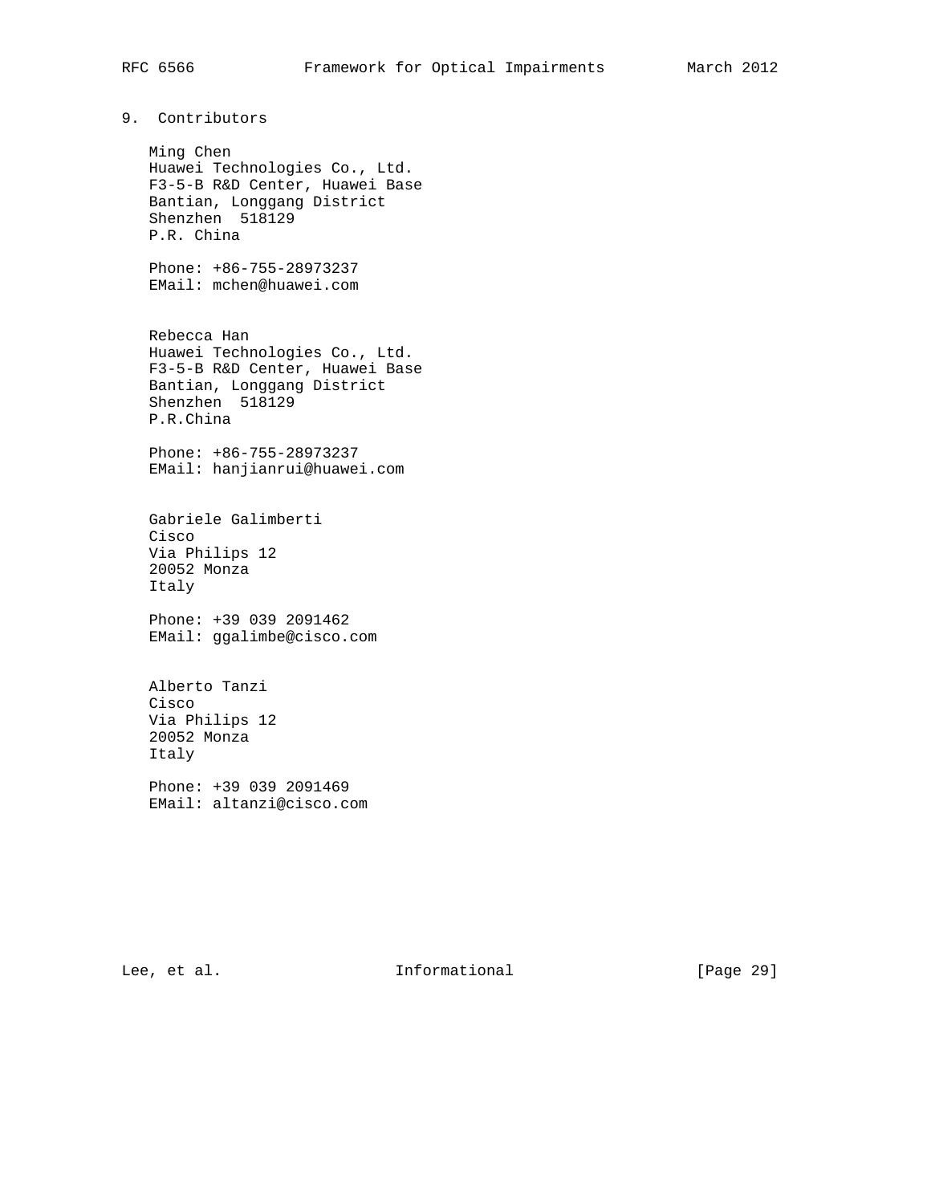## 9. Contributors

Ming Chen
Huawei Technologies Co., Ltd.
F3-5-B R&D Center, Huawei Base
Bantian, Longgang District
Shenzhen  518129
P.R. China

Phone: +86-755-28973237
EMail: mchen@huawei.com

Rebecca Han
Huawei Technologies Co., Ltd.
F3-5-B R&D Center, Huawei Base
Bantian, Longgang District
Shenzhen  518129
P.R.China

Phone: +86-755-28973237
EMail: hanjianrui@huawei.com

Gabriele Galimberti
Cisco
Via Philips 12
20052 Monza
Italy

Phone: +39 039 2091462
EMail: ggalimbe@cisco.com

Alberto Tanzi
Cisco
Via Philips 12
20052 Monza
Italy

Phone: +39 039 2091469
EMail: altanzi@cisco.com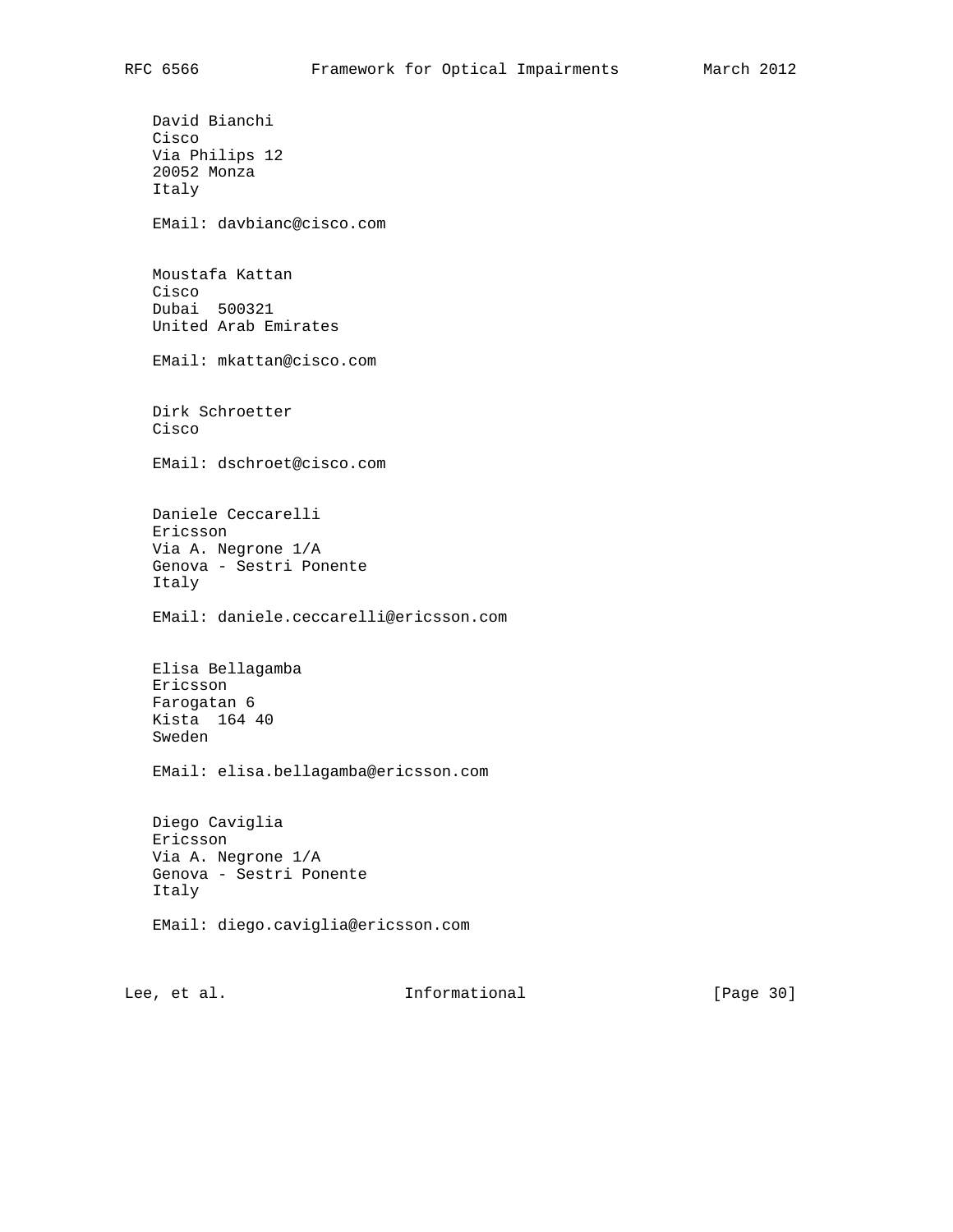David Bianchi
Cisco
Via Philips 12
20052 Monza
Italy

EMail: davbianc@cisco.com

Moustafa Kattan
Cisco
Dubai  500321
United Arab Emirates

EMail: mkattan@cisco.com

Dirk Schroetter
Cisco

EMail: dschroet@cisco.com

Daniele Ceccarelli
Ericsson
Via A. Negrone 1/A
Genova - Sestri Ponente
Italy

EMail: daniele.ceccarelli@ericsson.com

Elisa Bellagamba
Ericsson
Farogatan 6
Kista  164 40
Sweden

EMail: elisa.bellagamba@ericsson.com

Diego Caviglia
Ericsson
Via A. Negrone 1/A
Genova - Sestri Ponente
Italy

EMail: diego.caviglia@ericsson.com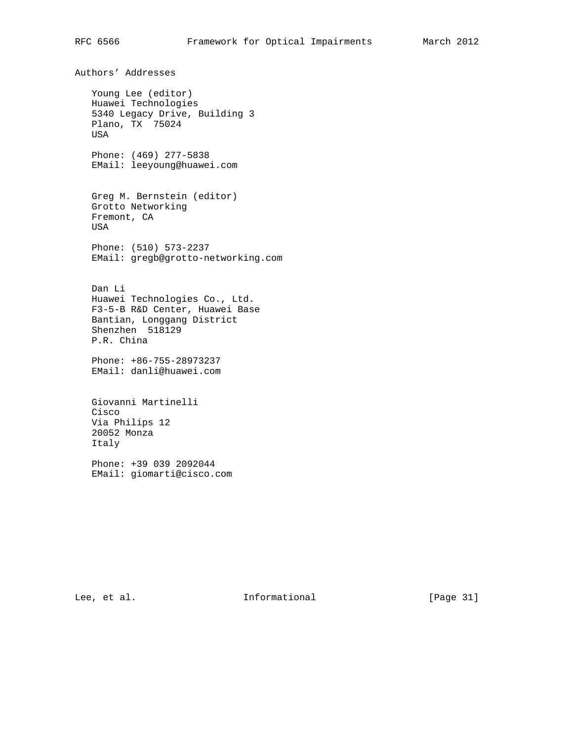## Authors' Addresses

Young Lee (editor)
Huawei Technologies
5340 Legacy Drive, Building 3
Plano, TX 75024
USA

Phone: (469) 277-5838
EMail: leeyoung@huawei.com

Greg M. Bernstein (editor)
Grotto Networking
Fremont, CA
USA

Phone: (510) 573-2237
EMail: gregb@grotto-networking.com

Dan Li
Huawei Technologies Co., Ltd.
F3-5-B R&D Center, Huawei Base
Bantian, Longgang District
Shenzhen 518129
P.R. China

Phone: +86-755-28973237
EMail: danli@huawei.com

Giovanni Martinelli
Cisco
Via Philips 12
20052 Monza
Italy

Phone: +39 039 2092044
EMail: giomarti@cisco.com